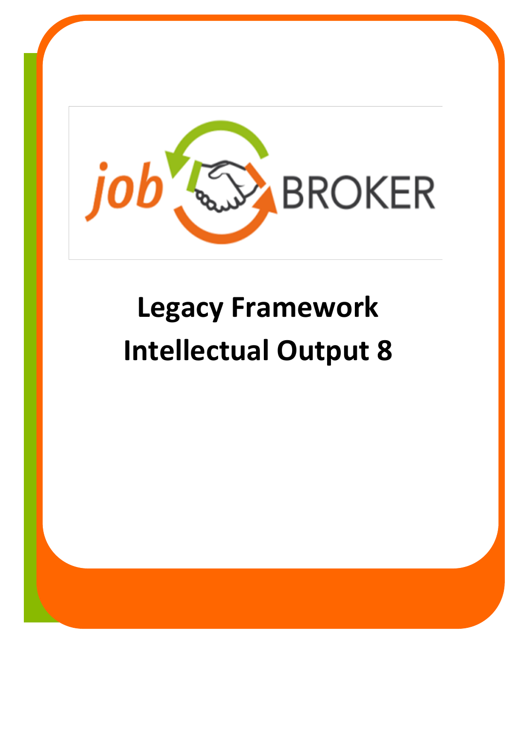job BROKER

# Legacy Framework
# Intellectual Output 8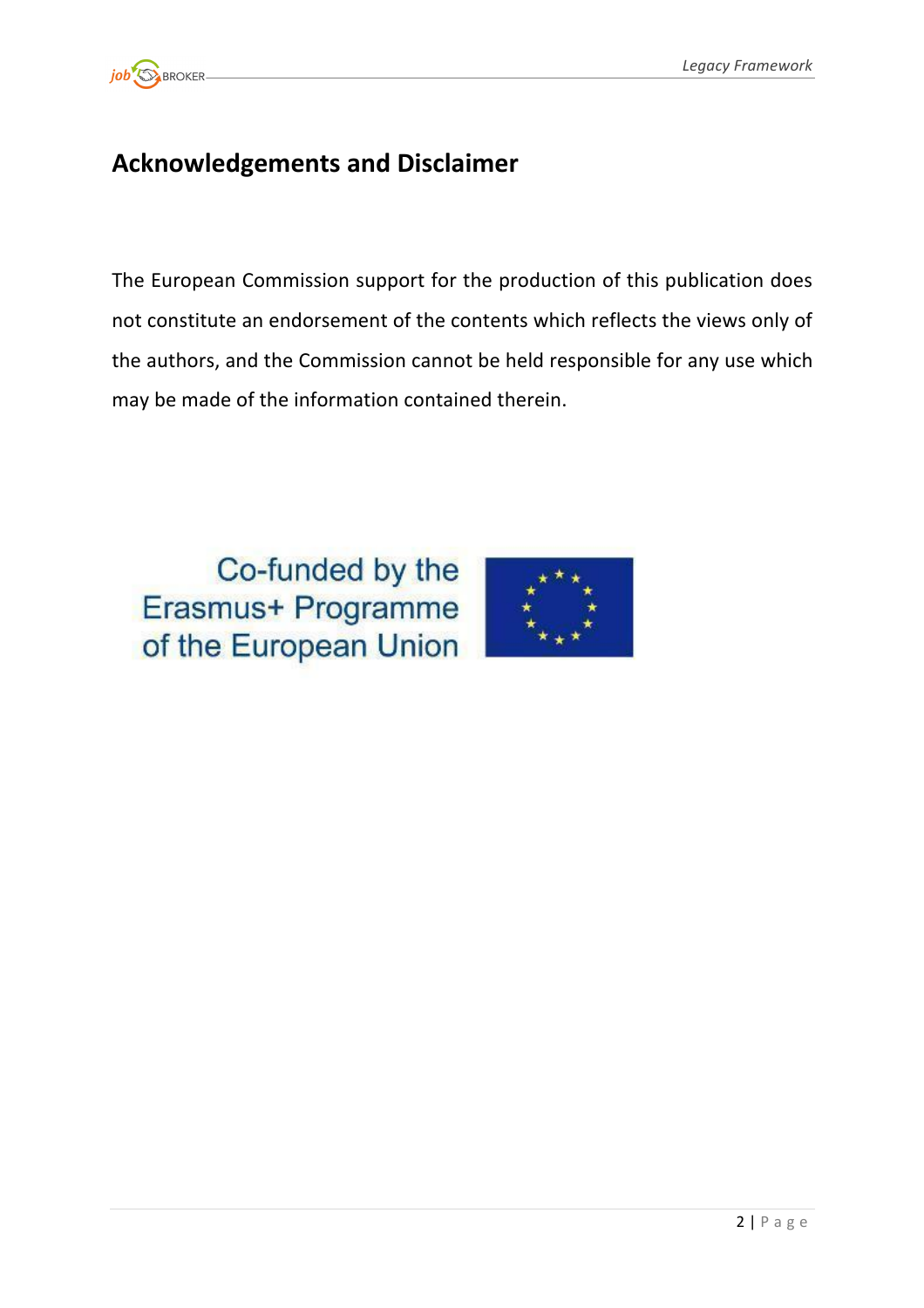# Acknowledgements and Disclaimer

The European Commission support for the production of this publication does not constitute an endorsement of the contents which reflects the views only of the authors, and the Commission cannot be held responsible for any use which may be made of the information contained therein.

Co-funded by the Erasmus+ Programme of the European Union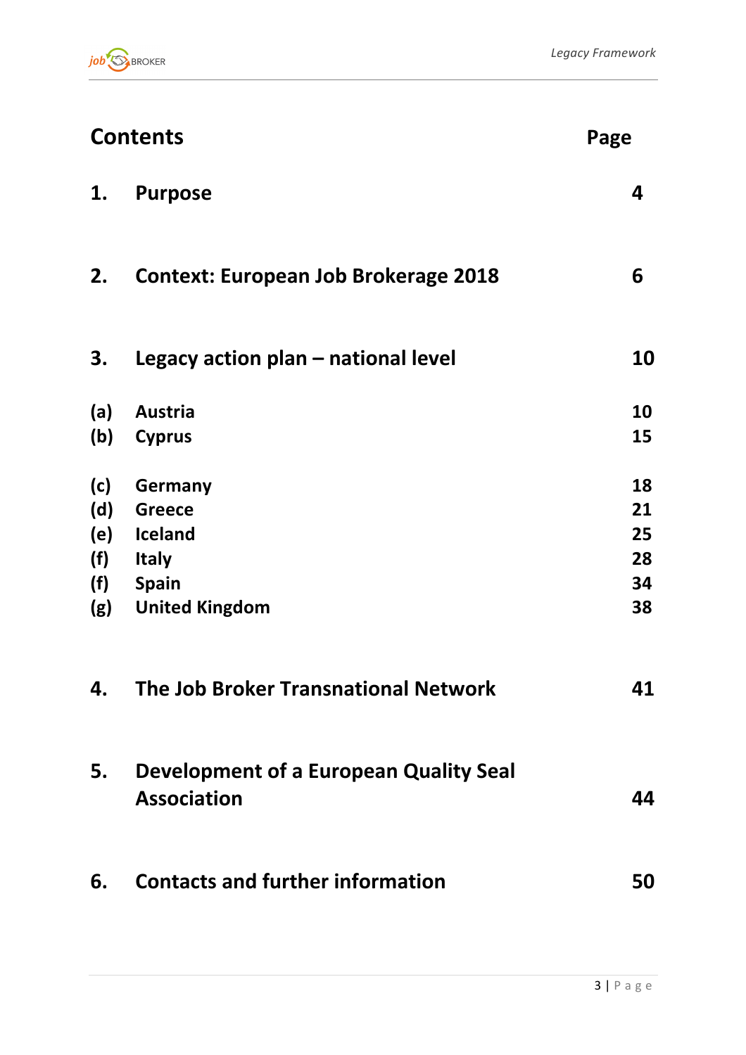## Contents

| | | Page |
|---|---|---|
| **1.** | **Purpose** | **4** |
| **2.** | **Context: European Job Brokerage 2018** | **6** |
| **3.** | **Legacy action plan – national level** | **10** |
| **(a)** | **Austria** | **10** |
| **(b)** | **Cyprus** | **15** |
| **(c)** | **Germany** | **18** |
| **(d)** | **Greece** | **21** |
| **(e)** | **Iceland** | **25** |
| **(f)** | **Italy** | **28** |
| **(f)** | **Spain** | **34** |
| **(g)** | **United Kingdom** | **38** |
| **4.** | **The Job Broker Transnational Network** | **41** |
| **5.** | **Development of a European Quality Seal Association** | **44** |
| **6.** | **Contacts and further information** | **50** |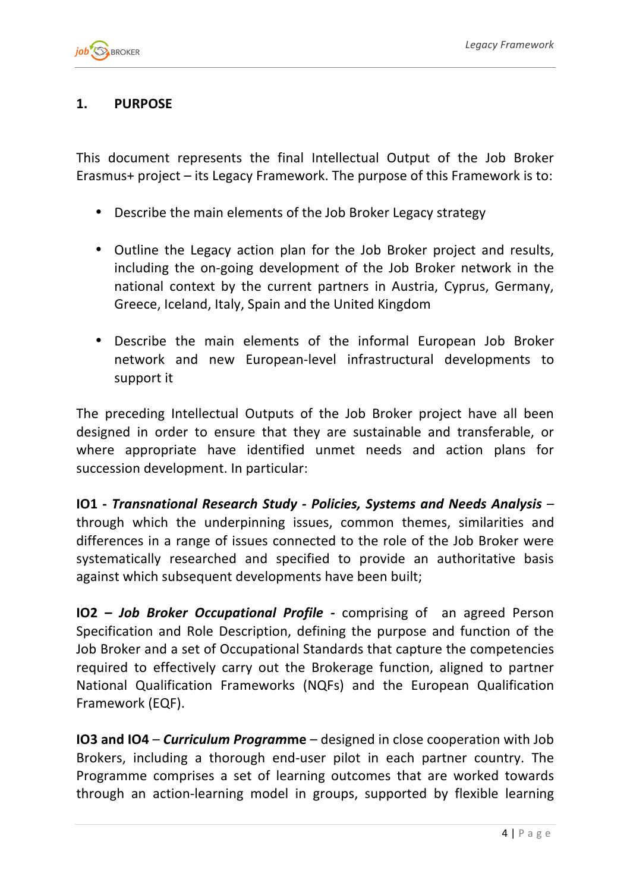## 1. PURPOSE

This document represents the final Intellectual Output of the Job Broker Erasmus+ project – its Legacy Framework. The purpose of this Framework is to:

- Describe the main elements of the Job Broker Legacy strategy
- Outline the Legacy action plan for the Job Broker project and results, including the on-going development of the Job Broker network in the national context by the current partners in Austria, Cyprus, Germany, Greece, Iceland, Italy, Spain and the United Kingdom
- Describe the main elements of the informal European Job Broker network and new European-level infrastructural developments to support it

The preceding Intellectual Outputs of the Job Broker project have all been designed in order to ensure that they are sustainable and transferable, or where appropriate have identified unmet needs and action plans for succession development. In particular:

**IO1 - *Transnational Research Study - Policies, Systems and Needs Analysis*** – through which the underpinning issues, common themes, similarities and differences in a range of issues connected to the role of the Job Broker were systematically researched and specified to provide an authoritative basis against which subsequent developments have been built;

**IO2 – *Job Broker Occupational Profile* -** comprising of an agreed Person Specification and Role Description, defining the purpose and function of the Job Broker and a set of Occupational Standards that capture the competencies required to effectively carry out the Brokerage function, aligned to partner National Qualification Frameworks (NQFs) and the European Qualification Framework (EQF).

**IO3 and IO4** – ***Curriculum Programme*** – designed in close cooperation with Job Brokers, including a thorough end-user pilot in each partner country. The Programme comprises a set of learning outcomes that are worked towards through an action-learning model in groups, supported by flexible learning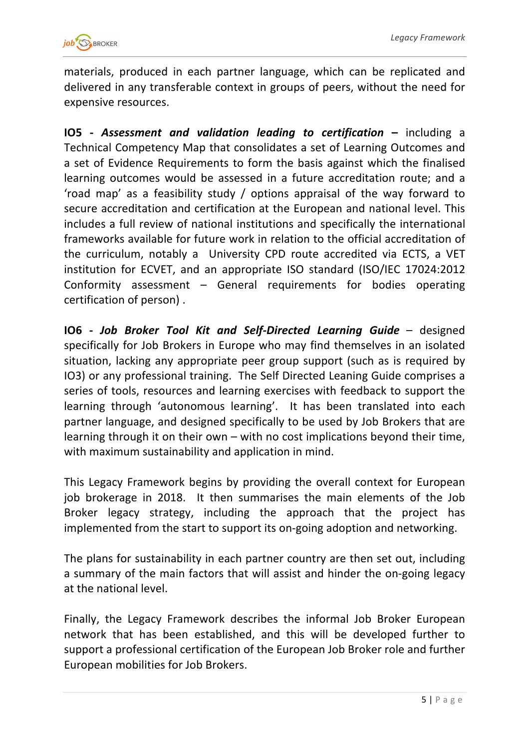materials, produced in each partner language, which can be replicated and delivered in any transferable context in groups of peers, without the need for expensive resources.

**IO5 - *Assessment and validation leading to certification* –** including a Technical Competency Map that consolidates a set of Learning Outcomes and a set of Evidence Requirements to form the basis against which the finalised learning outcomes would be assessed in a future accreditation route; and a 'road map' as a feasibility study / options appraisal of the way forward to secure accreditation and certification at the European and national level. This includes a full review of national institutions and specifically the international frameworks available for future work in relation to the official accreditation of the curriculum, notably a University CPD route accredited via ECTS, a VET institution for ECVET, and an appropriate ISO standard (ISO/IEC 17024:2012 Conformity assessment – General requirements for bodies operating certification of person) .

**IO6 - *Job Broker Tool Kit and Self-Directed Learning Guide*** – designed specifically for Job Brokers in Europe who may find themselves in an isolated situation, lacking any appropriate peer group support (such as is required by IO3) or any professional training. The Self Directed Leaning Guide comprises a series of tools, resources and learning exercises with feedback to support the learning through 'autonomous learning'. It has been translated into each partner language, and designed specifically to be used by Job Brokers that are learning through it on their own – with no cost implications beyond their time, with maximum sustainability and application in mind.

This Legacy Framework begins by providing the overall context for European job brokerage in 2018. It then summarises the main elements of the Job Broker legacy strategy, including the approach that the project has implemented from the start to support its on-going adoption and networking.

The plans for sustainability in each partner country are then set out, including a summary of the main factors that will assist and hinder the on-going legacy at the national level.

Finally, the Legacy Framework describes the informal Job Broker European network that has been established, and this will be developed further to support a professional certification of the European Job Broker role and further European mobilities for Job Brokers.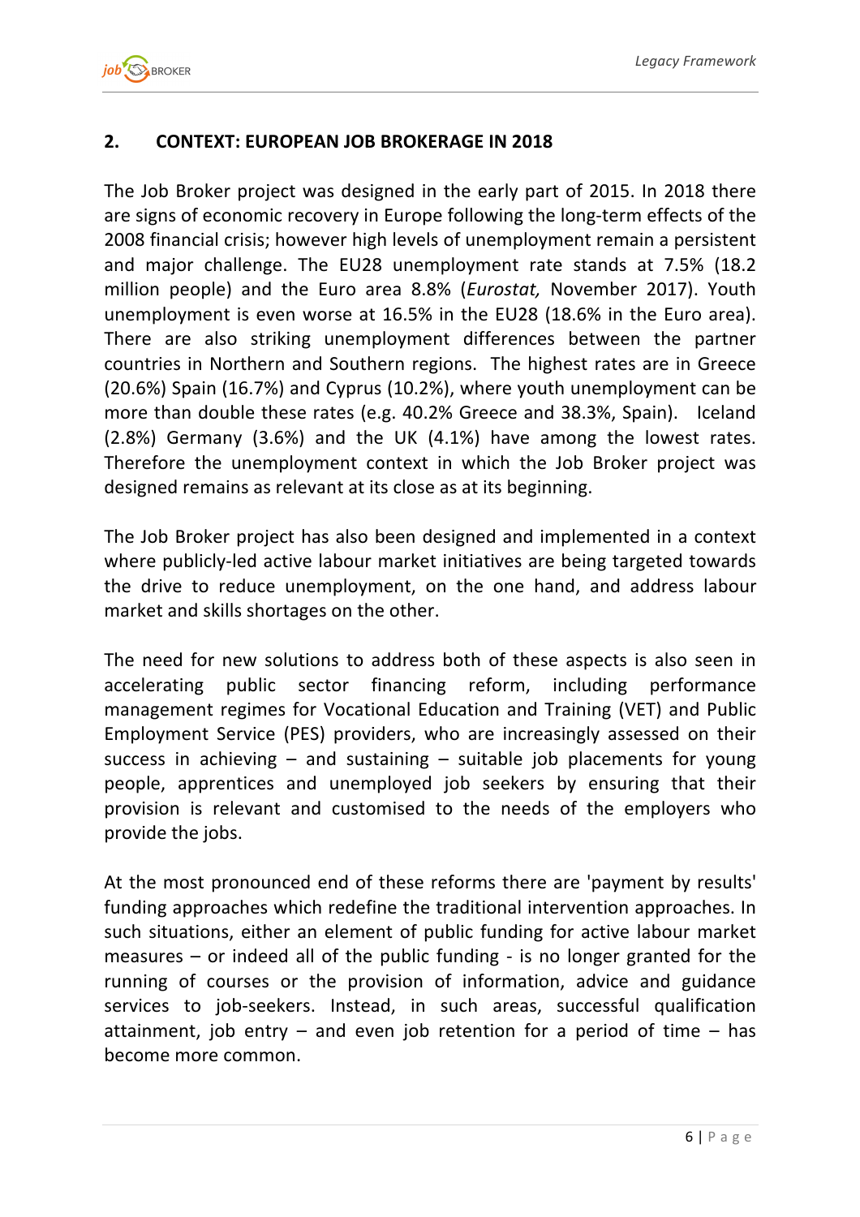## 2. CONTEXT: EUROPEAN JOB BROKERAGE IN 2018

The Job Broker project was designed in the early part of 2015. In 2018 there are signs of economic recovery in Europe following the long-term effects of the 2008 financial crisis; however high levels of unemployment remain a persistent and major challenge. The EU28 unemployment rate stands at 7.5% (18.2 million people) and the Euro area 8.8% (*Eurostat,* November 2017). Youth unemployment is even worse at 16.5% in the EU28 (18.6% in the Euro area). There are also striking unemployment differences between the partner countries in Northern and Southern regions. The highest rates are in Greece (20.6%) Spain (16.7%) and Cyprus (10.2%), where youth unemployment can be more than double these rates (e.g. 40.2% Greece and 38.3%, Spain). Iceland (2.8%) Germany (3.6%) and the UK (4.1%) have among the lowest rates. Therefore the unemployment context in which the Job Broker project was designed remains as relevant at its close as at its beginning.

The Job Broker project has also been designed and implemented in a context where publicly-led active labour market initiatives are being targeted towards the drive to reduce unemployment, on the one hand, and address labour market and skills shortages on the other.

The need for new solutions to address both of these aspects is also seen in accelerating public sector financing reform, including performance management regimes for Vocational Education and Training (VET) and Public Employment Service (PES) providers, who are increasingly assessed on their success in achieving – and sustaining – suitable job placements for young people, apprentices and unemployed job seekers by ensuring that their provision is relevant and customised to the needs of the employers who provide the jobs.

At the most pronounced end of these reforms there are 'payment by results' funding approaches which redefine the traditional intervention approaches. In such situations, either an element of public funding for active labour market measures – or indeed all of the public funding - is no longer granted for the running of courses or the provision of information, advice and guidance services to job-seekers. Instead, in such areas, successful qualification attainment, job entry – and even job retention for a period of time – has become more common.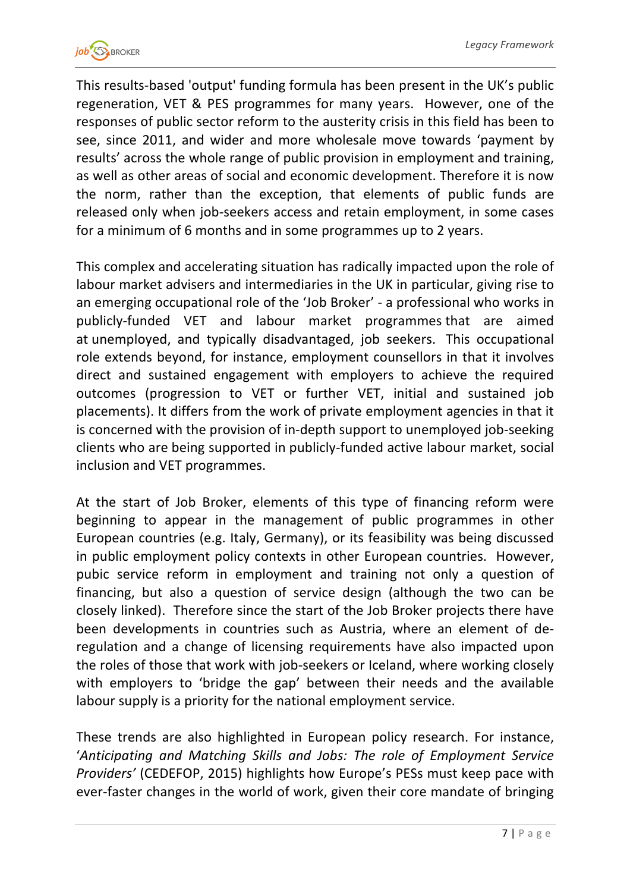This results-based 'output' funding formula has been present in the UK's public regeneration, VET & PES programmes for many years. However, one of the responses of public sector reform to the austerity crisis in this field has been to see, since 2011, and wider and more wholesale move towards 'payment by results' across the whole range of public provision in employment and training, as well as other areas of social and economic development. Therefore it is now the norm, rather than the exception, that elements of public funds are released only when job-seekers access and retain employment, in some cases for a minimum of 6 months and in some programmes up to 2 years.

This complex and accelerating situation has radically impacted upon the role of labour market advisers and intermediaries in the UK in particular, giving rise to an emerging occupational role of the 'Job Broker' - a professional who works in publicly-funded VET and labour market programmes that are aimed at unemployed, and typically disadvantaged, job seekers. This occupational role extends beyond, for instance, employment counsellors in that it involves direct and sustained engagement with employers to achieve the required outcomes (progression to VET or further VET, initial and sustained job placements). It differs from the work of private employment agencies in that it is concerned with the provision of in-depth support to unemployed job-seeking clients who are being supported in publicly-funded active labour market, social inclusion and VET programmes.

At the start of Job Broker, elements of this type of financing reform were beginning to appear in the management of public programmes in other European countries (e.g. Italy, Germany), or its feasibility was being discussed in public employment policy contexts in other European countries. However, pubic service reform in employment and training not only a question of financing, but also a question of service design (although the two can be closely linked). Therefore since the start of the Job Broker projects there have been developments in countries such as Austria, where an element of de-regulation and a change of licensing requirements have also impacted upon the roles of those that work with job-seekers or Iceland, where working closely with employers to 'bridge the gap' between their needs and the available labour supply is a priority for the national employment service.

These trends are also highlighted in European policy research. For instance, '*Anticipating and Matching Skills and Jobs: The role of Employment Service Providers'* (CEDEFOP, 2015) highlights how Europe's PESs must keep pace with ever-faster changes in the world of work, given their core mandate of bringing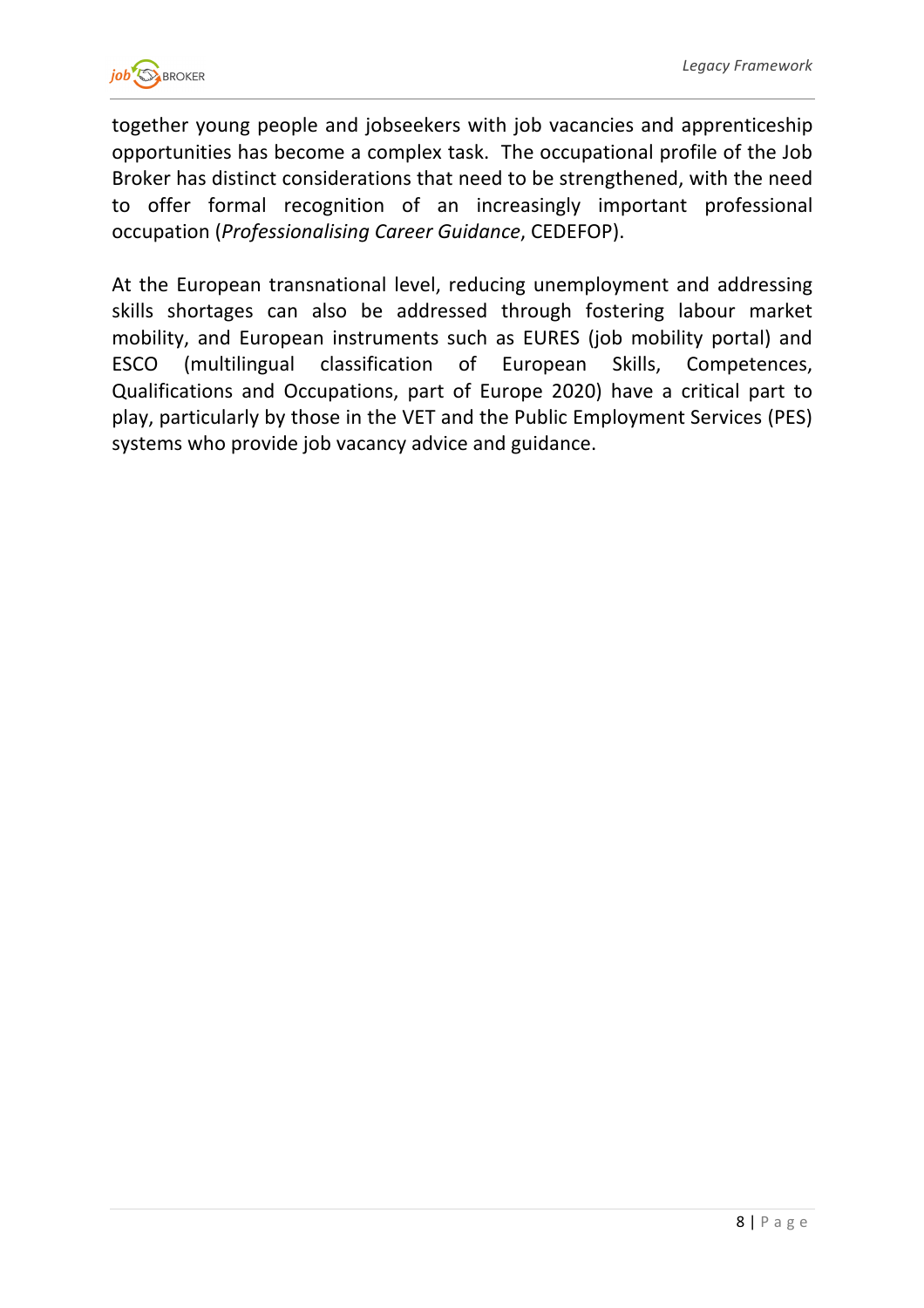together young people and jobseekers with job vacancies and apprenticeship opportunities has become a complex task. The occupational profile of the Job Broker has distinct considerations that need to be strengthened, with the need to offer formal recognition of an increasingly important professional occupation (*Professionalising Career Guidance*, CEDEFOP).

At the European transnational level, reducing unemployment and addressing skills shortages can also be addressed through fostering labour market mobility, and European instruments such as EURES (job mobility portal) and ESCO (multilingual classification of European Skills, Competences, Qualifications and Occupations, part of Europe 2020) have a critical part to play, particularly by those in the VET and the Public Employment Services (PES) systems who provide job vacancy advice and guidance.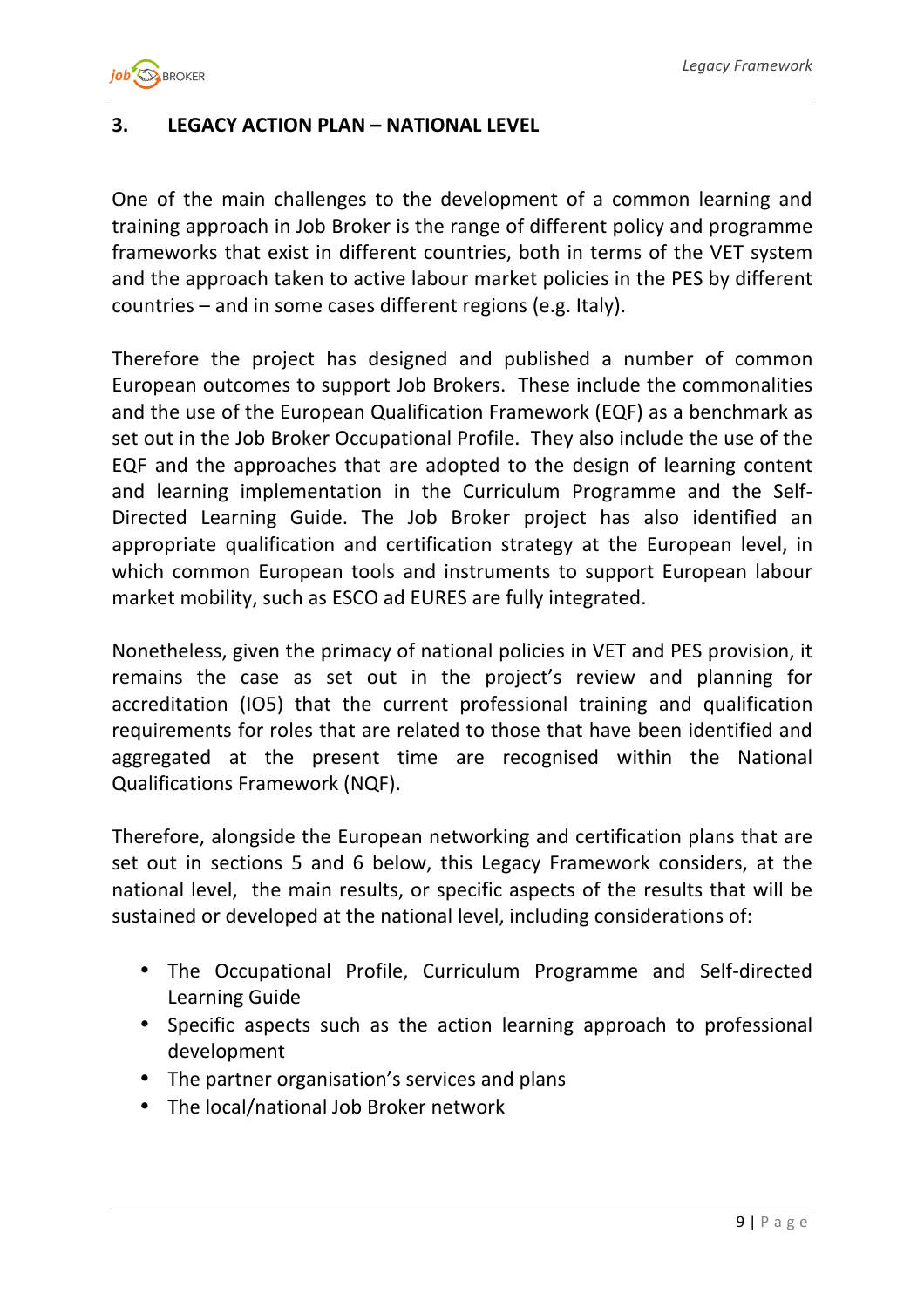## 3. LEGACY ACTION PLAN – NATIONAL LEVEL

One of the main challenges to the development of a common learning and training approach in Job Broker is the range of different policy and programme frameworks that exist in different countries, both in terms of the VET system and the approach taken to active labour market policies in the PES by different countries – and in some cases different regions (e.g. Italy).

Therefore the project has designed and published a number of common European outcomes to support Job Brokers. These include the commonalities and the use of the European Qualification Framework (EQF) as a benchmark as set out in the Job Broker Occupational Profile. They also include the use of the EQF and the approaches that are adopted to the design of learning content and learning implementation in the Curriculum Programme and the Self-Directed Learning Guide. The Job Broker project has also identified an appropriate qualification and certification strategy at the European level, in which common European tools and instruments to support European labour market mobility, such as ESCO ad EURES are fully integrated.

Nonetheless, given the primacy of national policies in VET and PES provision, it remains the case as set out in the project's review and planning for accreditation (IO5) that the current professional training and qualification requirements for roles that are related to those that have been identified and aggregated at the present time are recognised within the National Qualifications Framework (NQF).

Therefore, alongside the European networking and certification plans that are set out in sections 5 and 6 below, this Legacy Framework considers, at the national level, the main results, or specific aspects of the results that will be sustained or developed at the national level, including considerations of:

- The Occupational Profile, Curriculum Programme and Self-directed Learning Guide
- Specific aspects such as the action learning approach to professional development
- The partner organisation's services and plans
- The local/national Job Broker network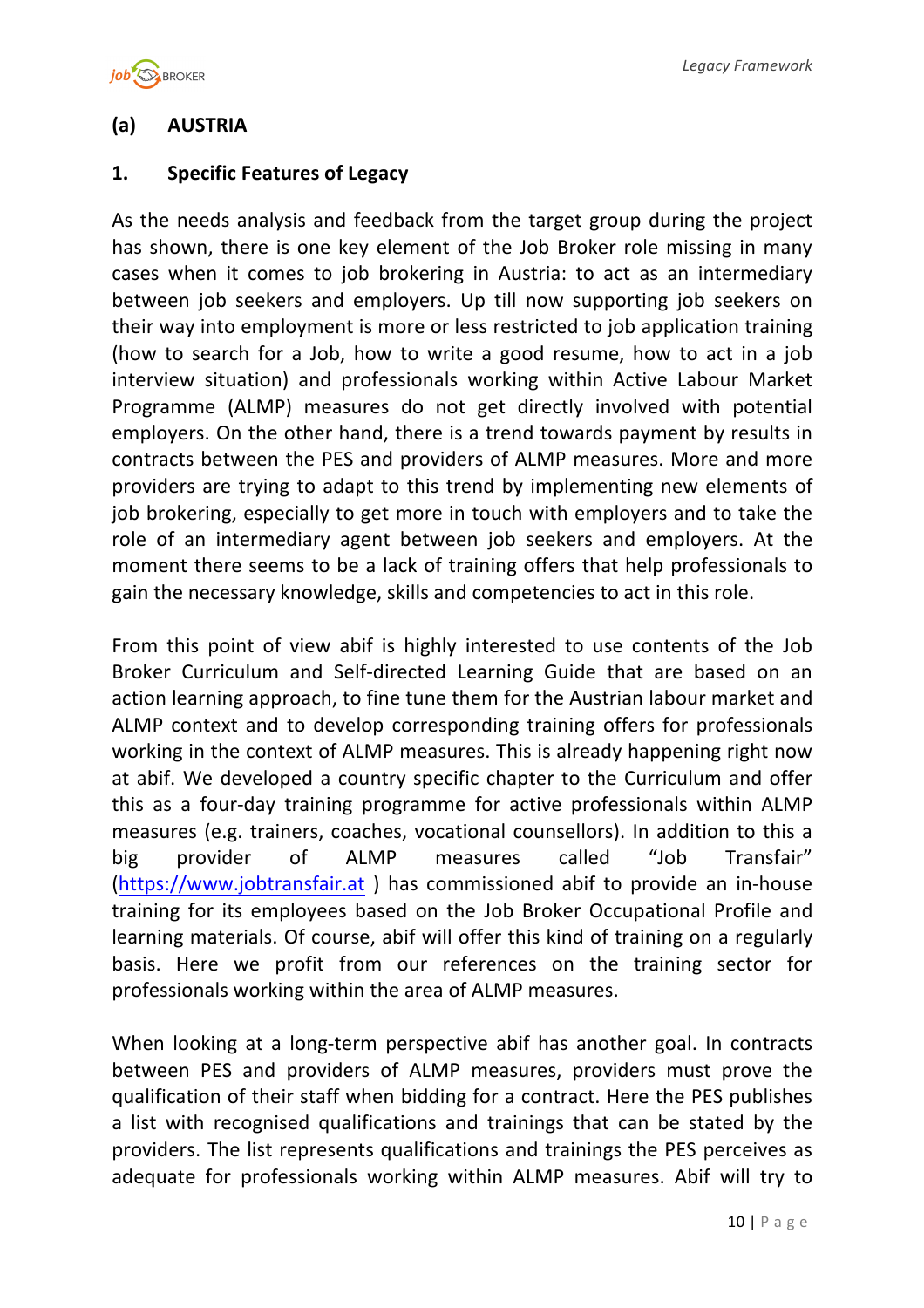## (a) AUSTRIA

### 1. Specific Features of Legacy

As the needs analysis and feedback from the target group during the project has shown, there is one key element of the Job Broker role missing in many cases when it comes to job brokering in Austria: to act as an intermediary between job seekers and employers. Up till now supporting job seekers on their way into employment is more or less restricted to job application training (how to search for a Job, how to write a good resume, how to act in a job interview situation) and professionals working within Active Labour Market Programme (ALMP) measures do not get directly involved with potential employers. On the other hand, there is a trend towards payment by results in contracts between the PES and providers of ALMP measures. More and more providers are trying to adapt to this trend by implementing new elements of job brokering, especially to get more in touch with employers and to take the role of an intermediary agent between job seekers and employers. At the moment there seems to be a lack of training offers that help professionals to gain the necessary knowledge, skills and competencies to act in this role.

From this point of view abif is highly interested to use contents of the Job Broker Curriculum and Self-directed Learning Guide that are based on an action learning approach, to fine tune them for the Austrian labour market and ALMP context and to develop corresponding training offers for professionals working in the context of ALMP measures. This is already happening right now at abif. We developed a country specific chapter to the Curriculum and offer this as a four-day training programme for active professionals within ALMP measures (e.g. trainers, coaches, vocational counsellors). In addition to this a big provider of ALMP measures called "Job Transfair" (https://www.jobtransfair.at ) has commissioned abif to provide an in-house training for its employees based on the Job Broker Occupational Profile and learning materials. Of course, abif will offer this kind of training on a regularly basis. Here we profit from our references on the training sector for professionals working within the area of ALMP measures.

When looking at a long-term perspective abif has another goal. In contracts between PES and providers of ALMP measures, providers must prove the qualification of their staff when bidding for a contract. Here the PES publishes a list with recognised qualifications and trainings that can be stated by the providers. The list represents qualifications and trainings the PES perceives as adequate for professionals working within ALMP measures. Abif will try to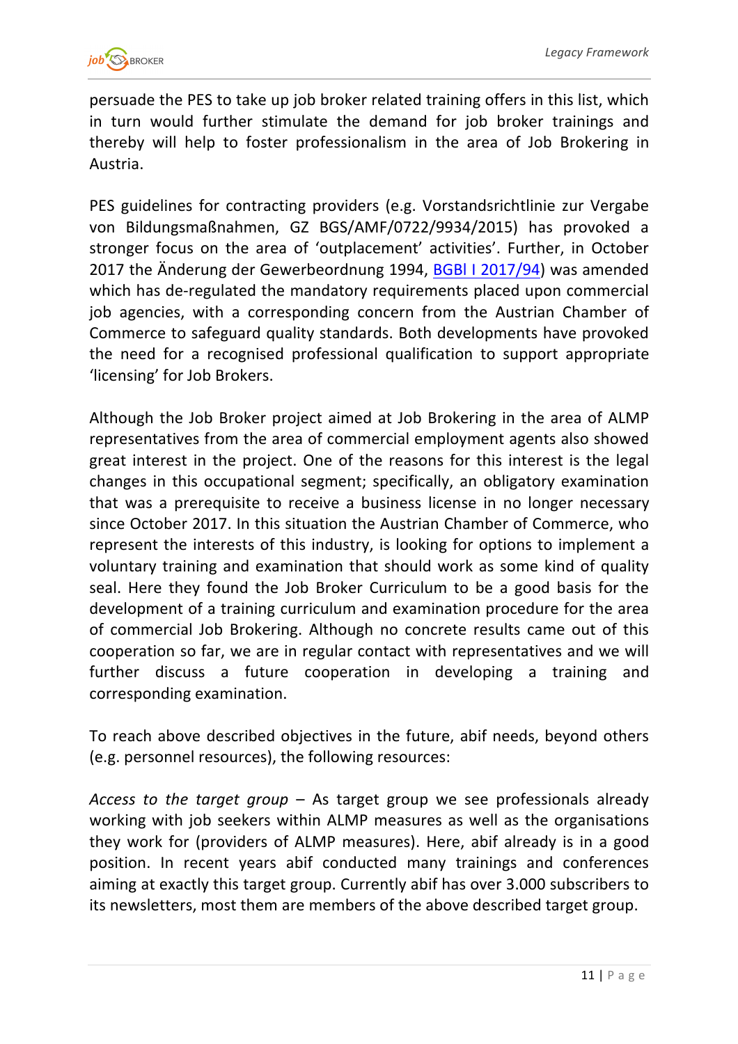persuade the PES to take up job broker related training offers in this list, which in turn would further stimulate the demand for job broker trainings and thereby will help to foster professionalism in the area of Job Brokering in Austria.

PES guidelines for contracting providers (e.g. Vorstandsrichtlinie zur Vergabe von Bildungsmaßnahmen, GZ BGS/AMF/0722/9934/2015) has provoked a stronger focus on the area of 'outplacement' activities'. Further, in October 2017 the Änderung der Gewerbeordnung 1994, BGBl I 2017/94) was amended which has de-regulated the mandatory requirements placed upon commercial job agencies, with a corresponding concern from the Austrian Chamber of Commerce to safeguard quality standards. Both developments have provoked the need for a recognised professional qualification to support appropriate 'licensing' for Job Brokers.

Although the Job Broker project aimed at Job Brokering in the area of ALMP representatives from the area of commercial employment agents also showed great interest in the project. One of the reasons for this interest is the legal changes in this occupational segment; specifically, an obligatory examination that was a prerequisite to receive a business license in no longer necessary since October 2017. In this situation the Austrian Chamber of Commerce, who represent the interests of this industry, is looking for options to implement a voluntary training and examination that should work as some kind of quality seal. Here they found the Job Broker Curriculum to be a good basis for the development of a training curriculum and examination procedure for the area of commercial Job Brokering. Although no concrete results came out of this cooperation so far, we are in regular contact with representatives and we will further discuss a future cooperation in developing a training and corresponding examination.

To reach above described objectives in the future, abif needs, beyond others (e.g. personnel resources), the following resources:

*Access to the target group* – As target group we see professionals already working with job seekers within ALMP measures as well as the organisations they work for (providers of ALMP measures). Here, abif already is in a good position. In recent years abif conducted many trainings and conferences aiming at exactly this target group. Currently abif has over 3.000 subscribers to its newsletters, most them are members of the above described target group.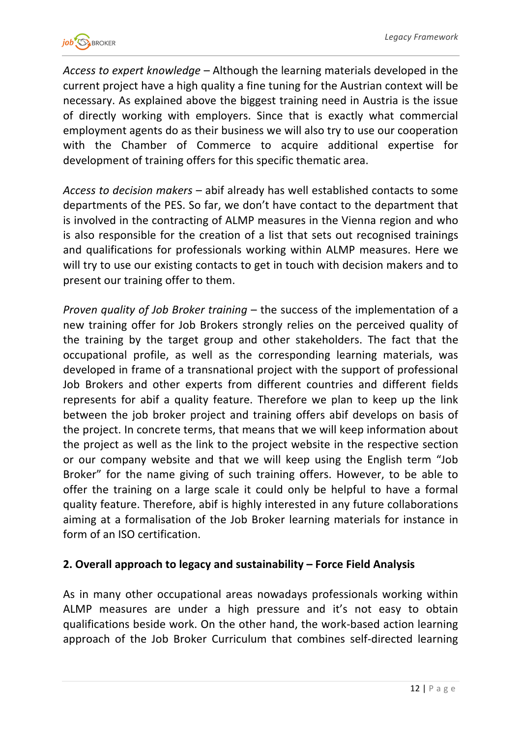*Access to expert knowledge* – Although the learning materials developed in the current project have a high quality a fine tuning for the Austrian context will be necessary. As explained above the biggest training need in Austria is the issue of directly working with employers. Since that is exactly what commercial employment agents do as their business we will also try to use our cooperation with the Chamber of Commerce to acquire additional expertise for development of training offers for this specific thematic area.

*Access to decision makers* – abif already has well established contacts to some departments of the PES. So far, we don't have contact to the department that is involved in the contracting of ALMP measures in the Vienna region and who is also responsible for the creation of a list that sets out recognised trainings and qualifications for professionals working within ALMP measures. Here we will try to use our existing contacts to get in touch with decision makers and to present our training offer to them.

*Proven quality of Job Broker training* – the success of the implementation of a new training offer for Job Brokers strongly relies on the perceived quality of the training by the target group and other stakeholders. The fact that the occupational profile, as well as the corresponding learning materials, was developed in frame of a transnational project with the support of professional Job Brokers and other experts from different countries and different fields represents for abif a quality feature. Therefore we plan to keep up the link between the job broker project and training offers abif develops on basis of the project. In concrete terms, that means that we will keep information about the project as well as the link to the project website in the respective section or our company website and that we will keep using the English term "Job Broker" for the name giving of such training offers. However, to be able to offer the training on a large scale it could only be helpful to have a formal quality feature. Therefore, abif is highly interested in any future collaborations aiming at a formalisation of the Job Broker learning materials for instance in form of an ISO certification.

## 2. Overall approach to legacy and sustainability – Force Field Analysis

As in many other occupational areas nowadays professionals working within ALMP measures are under a high pressure and it's not easy to obtain qualifications beside work. On the other hand, the work-based action learning approach of the Job Broker Curriculum that combines self-directed learning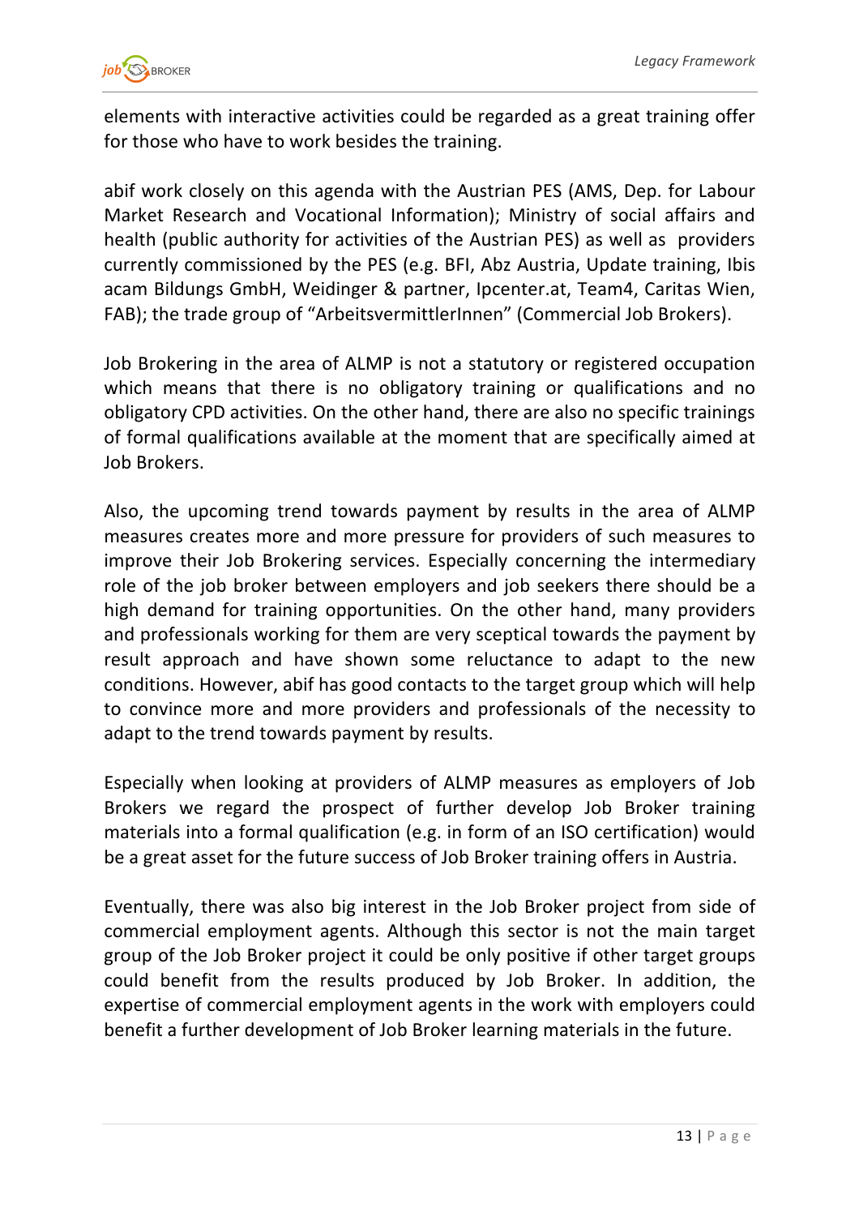elements with interactive activities could be regarded as a great training offer for those who have to work besides the training.

abif work closely on this agenda with the Austrian PES (AMS, Dep. for Labour Market Research and Vocational Information); Ministry of social affairs and health (public authority for activities of the Austrian PES) as well as providers currently commissioned by the PES (e.g. BFI, Abz Austria, Update training, Ibis acam Bildungs GmbH, Weidinger & partner, Ipcenter.at, Team4, Caritas Wien, FAB); the trade group of "ArbeitsvermittlerInnen" (Commercial Job Brokers).

Job Brokering in the area of ALMP is not a statutory or registered occupation which means that there is no obligatory training or qualifications and no obligatory CPD activities. On the other hand, there are also no specific trainings of formal qualifications available at the moment that are specifically aimed at Job Brokers.

Also, the upcoming trend towards payment by results in the area of ALMP measures creates more and more pressure for providers of such measures to improve their Job Brokering services. Especially concerning the intermediary role of the job broker between employers and job seekers there should be a high demand for training opportunities. On the other hand, many providers and professionals working for them are very sceptical towards the payment by result approach and have shown some reluctance to adapt to the new conditions. However, abif has good contacts to the target group which will help to convince more and more providers and professionals of the necessity to adapt to the trend towards payment by results.

Especially when looking at providers of ALMP measures as employers of Job Brokers we regard the prospect of further develop Job Broker training materials into a formal qualification (e.g. in form of an ISO certification) would be a great asset for the future success of Job Broker training offers in Austria.

Eventually, there was also big interest in the Job Broker project from side of commercial employment agents. Although this sector is not the main target group of the Job Broker project it could be only positive if other target groups could benefit from the results produced by Job Broker. In addition, the expertise of commercial employment agents in the work with employers could benefit a further development of Job Broker learning materials in the future.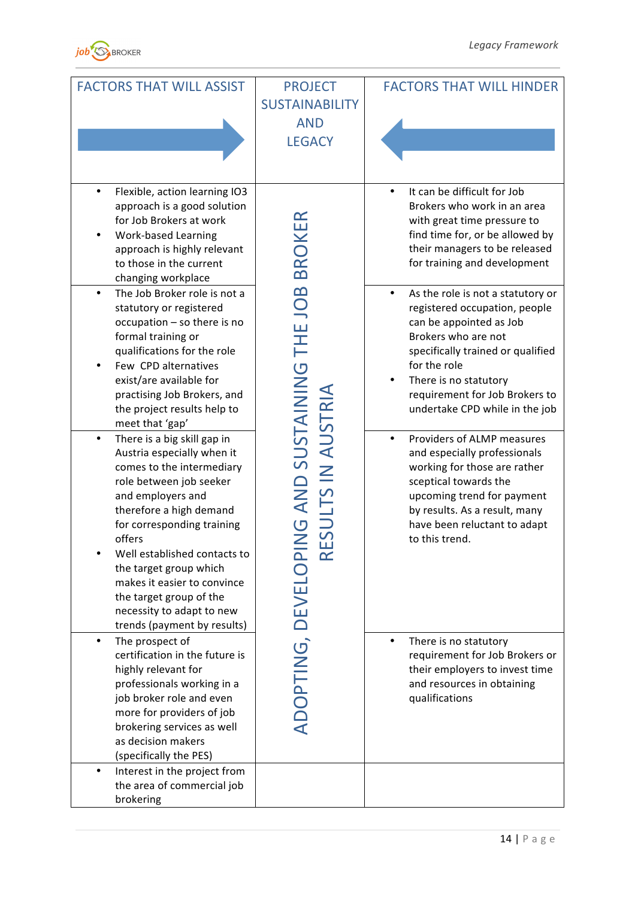| FACTORS THAT WILL ASSIST | PROJECT SUSTAINABILITY AND LEGACY | FACTORS THAT WILL HINDER |
|---|---|---|
| • Flexible, action learning IO3 approach is a good solution for Job Brokers at work<br>• Work-based Learning approach is highly relevant to those in the current changing workplace | ADOPTING, DEVELOPING AND SUSTAINING THE JOB BROKER RESULTS IN AUSTRIA | • It can be difficult for Job Brokers who work in an area with great time pressure to find time for, or be allowed by their managers to be released for training and development |
| • The Job Broker role is not a statutory or registered occupation – so there is no formal training or qualifications for the role<br>• Few CPD alternatives exist/are available for practising Job Brokers, and the project results help to meet that 'gap' | | • As the role is not a statutory or registered occupation, people can be appointed as Job Brokers who are not specifically trained or qualified for the role<br>• There is no statutory requirement for Job Brokers to undertake CPD while in the job |
| • There is a big skill gap in Austria especially when it comes to the intermediary role between job seeker and employers and therefore a high demand for corresponding training offers<br>• Well established contacts to the target group which makes it easier to convince the target group of the necessity to adapt to new trends (payment by results) | | • Providers of ALMP measures and especially professionals working for those are rather sceptical towards the upcoming trend for payment by results. As a result, many have been reluctant to adapt to this trend. |
| • The prospect of certification in the future is highly relevant for professionals working in a job broker role and even more for providers of job brokering services as well as decision makers (specifically the PES) | | • There is no statutory requirement for Job Brokers or their employers to invest time and resources in obtaining qualifications |
| • Interest in the project from the area of commercial job brokering | | |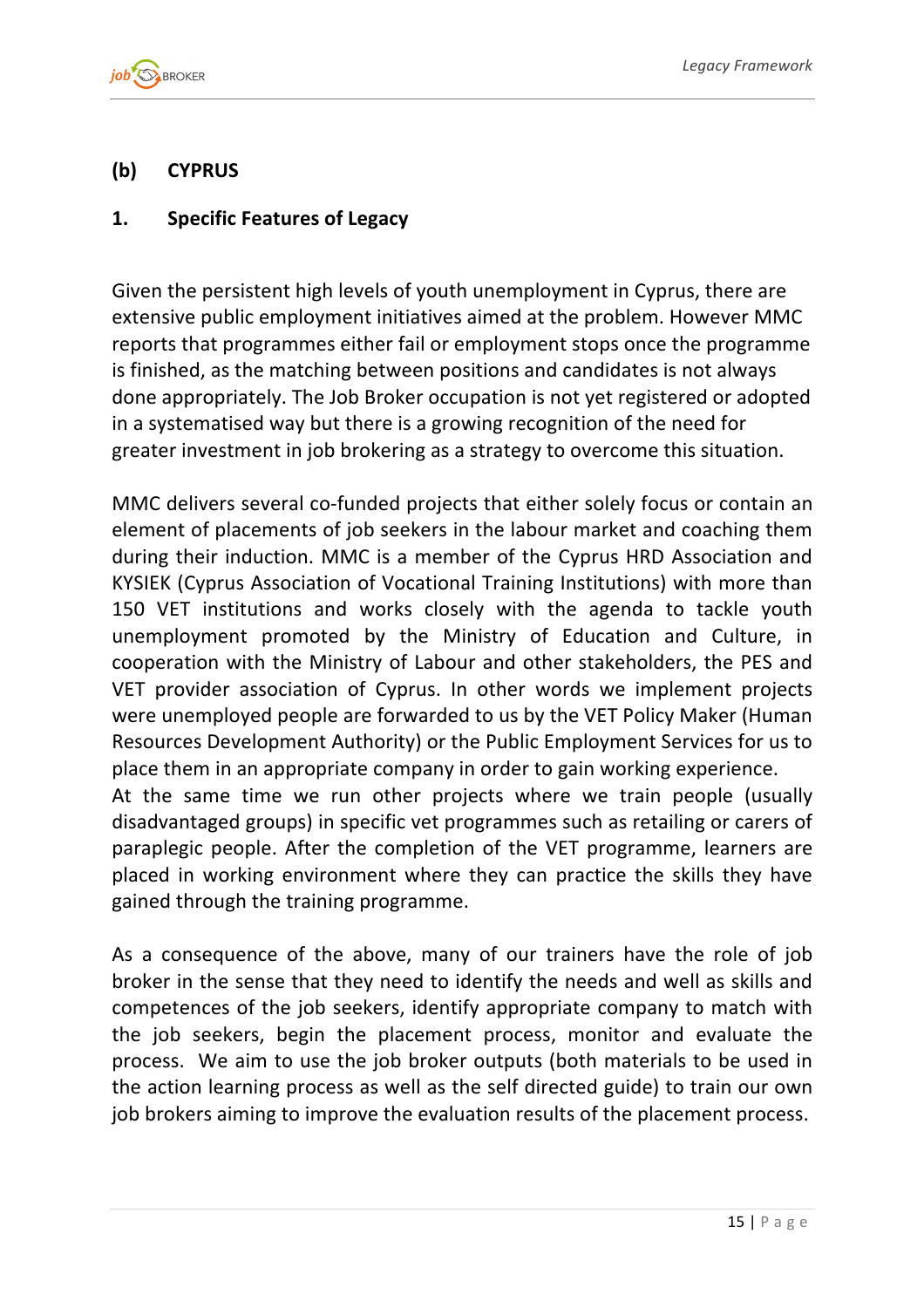## (b) CYPRUS

### 1. Specific Features of Legacy

Given the persistent high levels of youth unemployment in Cyprus, there are extensive public employment initiatives aimed at the problem. However MMC reports that programmes either fail or employment stops once the programme is finished, as the matching between positions and candidates is not always done appropriately. The Job Broker occupation is not yet registered or adopted in a systematised way but there is a growing recognition of the need for greater investment in job brokering as a strategy to overcome this situation.

MMC delivers several co-funded projects that either solely focus or contain an element of placements of job seekers in the labour market and coaching them during their induction. MMC is a member of the Cyprus HRD Association and KYSIEK (Cyprus Association of Vocational Training Institutions) with more than 150 VET institutions and works closely with the agenda to tackle youth unemployment promoted by the Ministry of Education and Culture, in cooperation with the Ministry of Labour and other stakeholders, the PES and VET provider association of Cyprus. In other words we implement projects were unemployed people are forwarded to us by the VET Policy Maker (Human Resources Development Authority) or the Public Employment Services for us to place them in an appropriate company in order to gain working experience.
At the same time we run other projects where we train people (usually disadvantaged groups) in specific vet programmes such as retailing or carers of paraplegic people. After the completion of the VET programme, learners are placed in working environment where they can practice the skills they have gained through the training programme.

As a consequence of the above, many of our trainers have the role of job broker in the sense that they need to identify the needs and well as skills and competences of the job seekers, identify appropriate company to match with the job seekers, begin the placement process, monitor and evaluate the process. We aim to use the job broker outputs (both materials to be used in the action learning process as well as the self directed guide) to train our own job brokers aiming to improve the evaluation results of the placement process.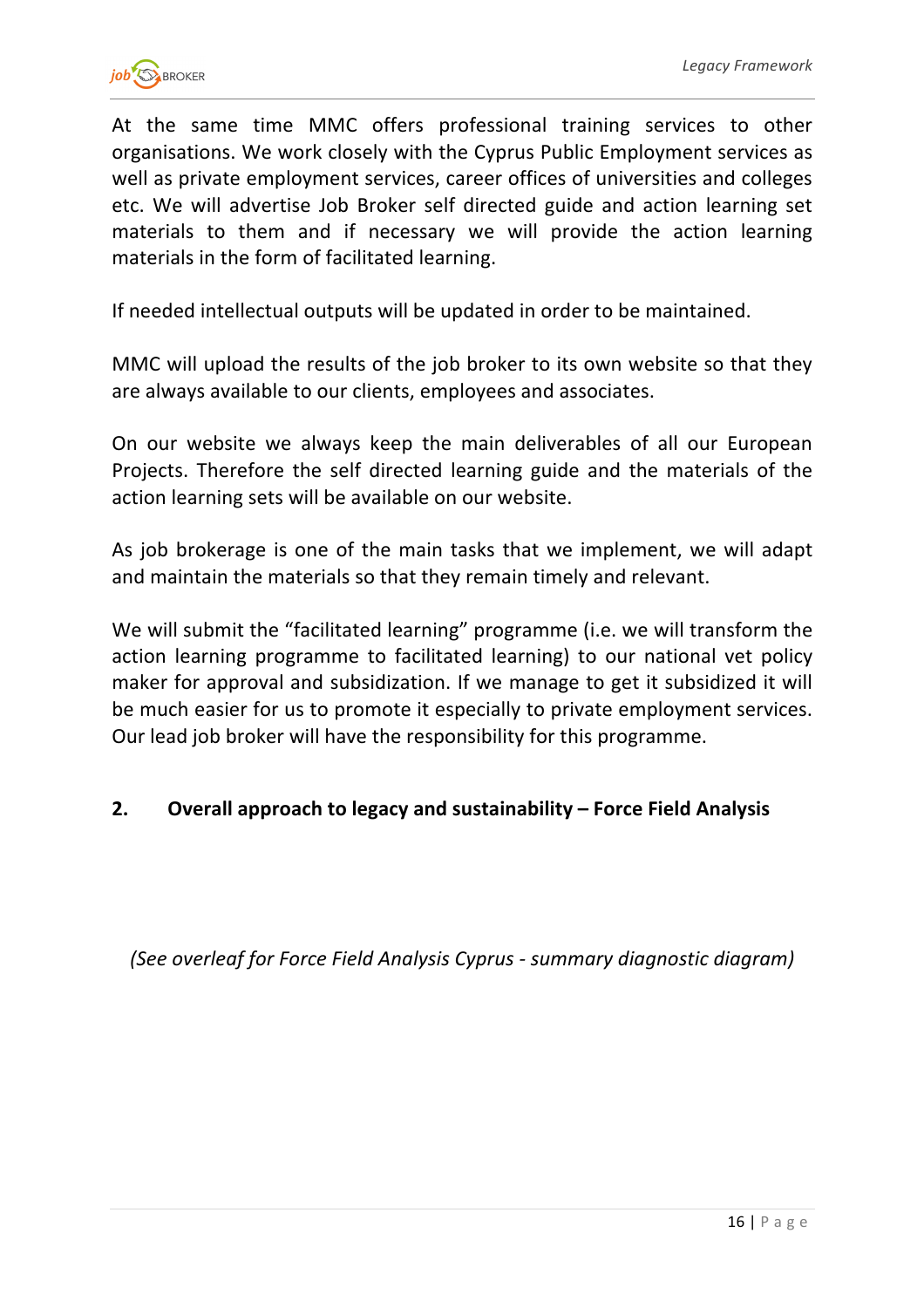At the same time MMC offers professional training services to other organisations. We work closely with the Cyprus Public Employment services as well as private employment services, career offices of universities and colleges etc. We will advertise Job Broker self directed guide and action learning set materials to them and if necessary we will provide the action learning materials in the form of facilitated learning.

If needed intellectual outputs will be updated in order to be maintained.

MMC will upload the results of the job broker to its own website so that they are always available to our clients, employees and associates.

On our website we always keep the main deliverables of all our European Projects. Therefore the self directed learning guide and the materials of the action learning sets will be available on our website.

As job brokerage is one of the main tasks that we implement, we will adapt and maintain the materials so that they remain timely and relevant.

We will submit the "facilitated learning" programme (i.e. we will transform the action learning programme to facilitated learning) to our national vet policy maker for approval and subsidization. If we manage to get it subsidized it will be much easier for us to promote it especially to private employment services. Our lead job broker will have the responsibility for this programme.

## 2. Overall approach to legacy and sustainability – Force Field Analysis

*(See overleaf for Force Field Analysis Cyprus - summary diagnostic diagram)*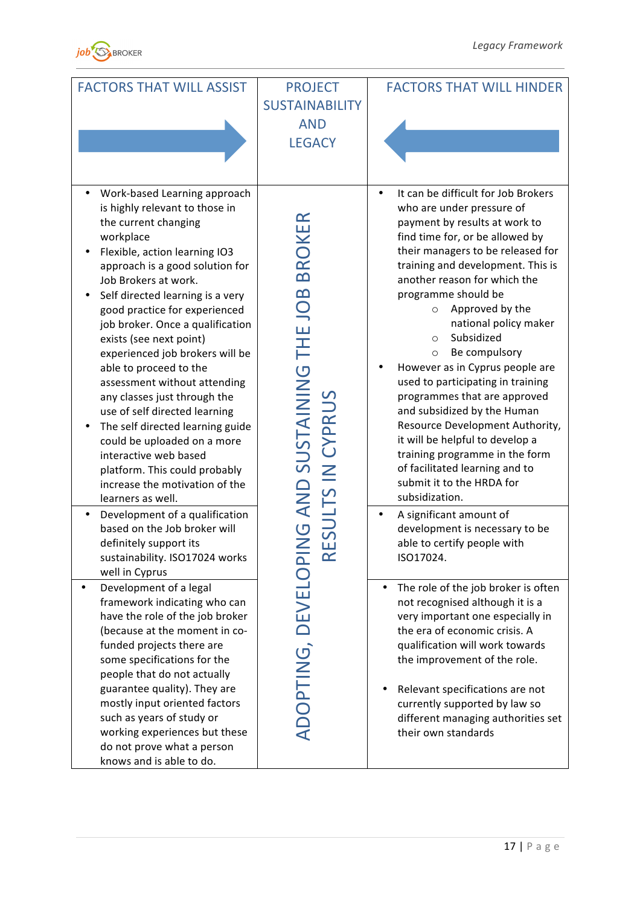| FACTORS THAT WILL ASSIST | PROJECT SUSTAINABILITY AND LEGACY | FACTORS THAT WILL HINDER |
|---|---|---|
| • Work-based Learning approach is highly relevant to those in the current changing workplace<br>• Flexible, action learning IO3 approach is a good solution for Job Brokers at work.<br>• Self directed learning is a very good practice for experienced job broker. Once a qualification exists (see next point) experienced job brokers will be able to proceed to the assessment without attending any classes just through the use of self directed learning<br>• The self directed learning guide could be uploaded on a more interactive web based platform. This could probably increase the motivation of the learners as well. | ADOPTING, DEVELOPING AND SUSTAINING THE JOB BROKER RESULTS IN CYPRUS | • It can be difficult for Job Brokers who are under pressure of payment by results at work to find time for, or be allowed by their managers to be released for training and development. This is another reason for which the programme should be<br>  ○ Approved by the national policy maker<br>  ○ Subsidized<br>  ○ Be compulsory<br>• However as in Cyprus people are used to participating in training programmes that are approved and subsidized by the Human Resource Development Authority, it will be helpful to develop a training programme in the form of facilitated learning and to submit it to the HRDA for subsidization. |
| • Development of a qualification based on the Job broker will definitely support its sustainability. ISO17024 works well in Cyprus | | • A significant amount of development is necessary to be able to certify people with ISO17024. |
| • Development of a legal framework indicating who can have the role of the job broker (because at the moment in co-funded projects there are some specifications for the people that do not actually guarantee quality). They are mostly input oriented factors such as years of study or working experiences but these do not prove what a person knows and is able to do. | | • The role of the job broker is often not recognised although it is a very important one especially in the era of economic crisis. A qualification will work towards the improvement of the role.<br><br>• Relevant specifications are not currently supported by law so different managing authorities set their own standards |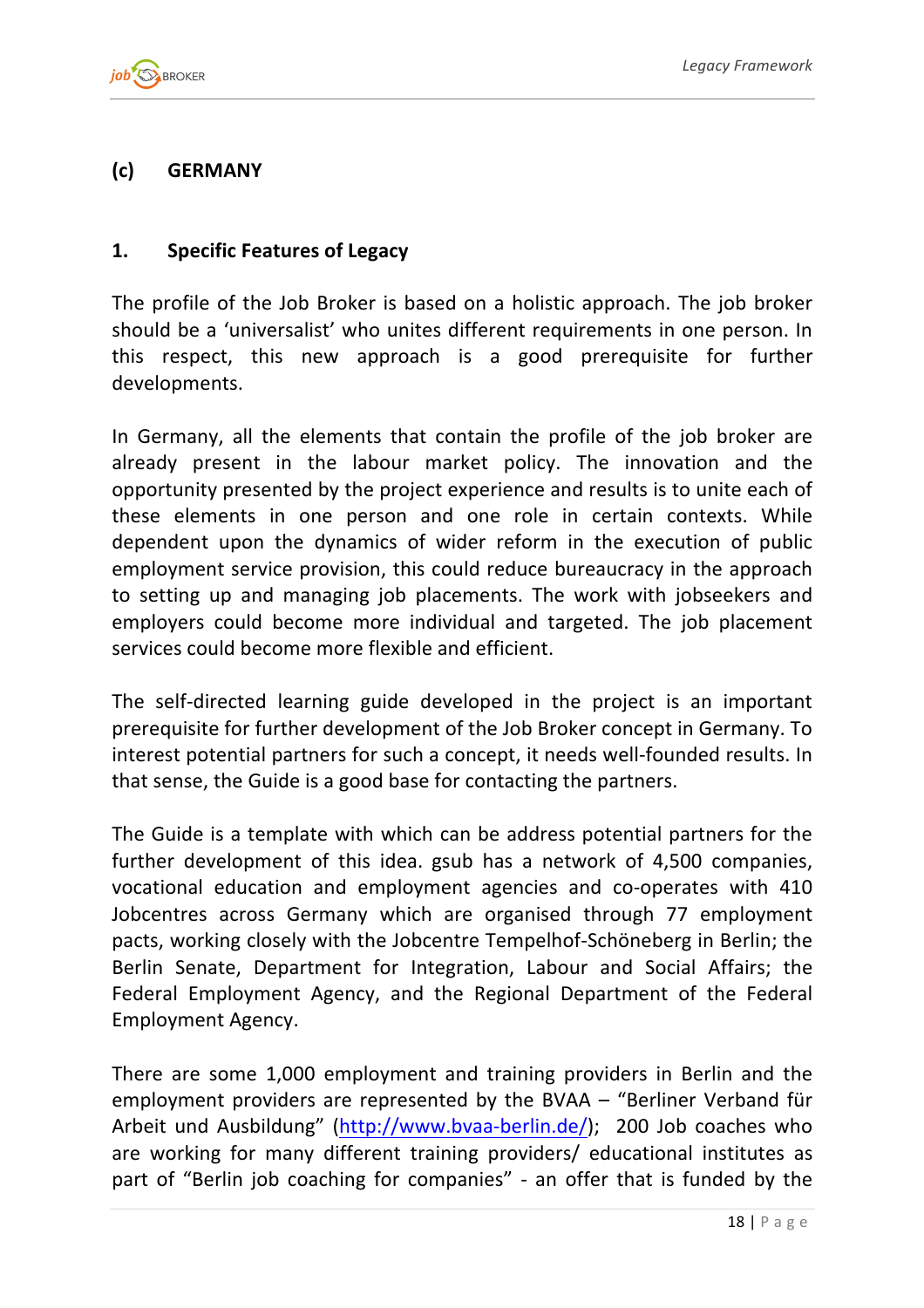## (c) GERMANY

### 1. Specific Features of Legacy

The profile of the Job Broker is based on a holistic approach. The job broker should be a 'universalist' who unites different requirements in one person. In this respect, this new approach is a good prerequisite for further developments.

In Germany, all the elements that contain the profile of the job broker are already present in the labour market policy. The innovation and the opportunity presented by the project experience and results is to unite each of these elements in one person and one role in certain contexts. While dependent upon the dynamics of wider reform in the execution of public employment service provision, this could reduce bureaucracy in the approach to setting up and managing job placements. The work with jobseekers and employers could become more individual and targeted. The job placement services could become more flexible and efficient.

The self-directed learning guide developed in the project is an important prerequisite for further development of the Job Broker concept in Germany. To interest potential partners for such a concept, it needs well-founded results. In that sense, the Guide is a good base for contacting the partners.

The Guide is a template with which can be address potential partners for the further development of this idea. gsub has a network of 4,500 companies, vocational education and employment agencies and co-operates with 410 Jobcentres across Germany which are organised through 77 employment pacts, working closely with the Jobcentre Tempelhof-Schöneberg in Berlin; the Berlin Senate, Department for Integration, Labour and Social Affairs; the Federal Employment Agency, and the Regional Department of the Federal Employment Agency.

There are some 1,000 employment and training providers in Berlin and the employment providers are represented by the BVAA – "Berliner Verband für Arbeit und Ausbildung" (http://www.bvaa-berlin.de/); 200 Job coaches who are working for many different training providers/ educational institutes as part of "Berlin job coaching for companies" - an offer that is funded by the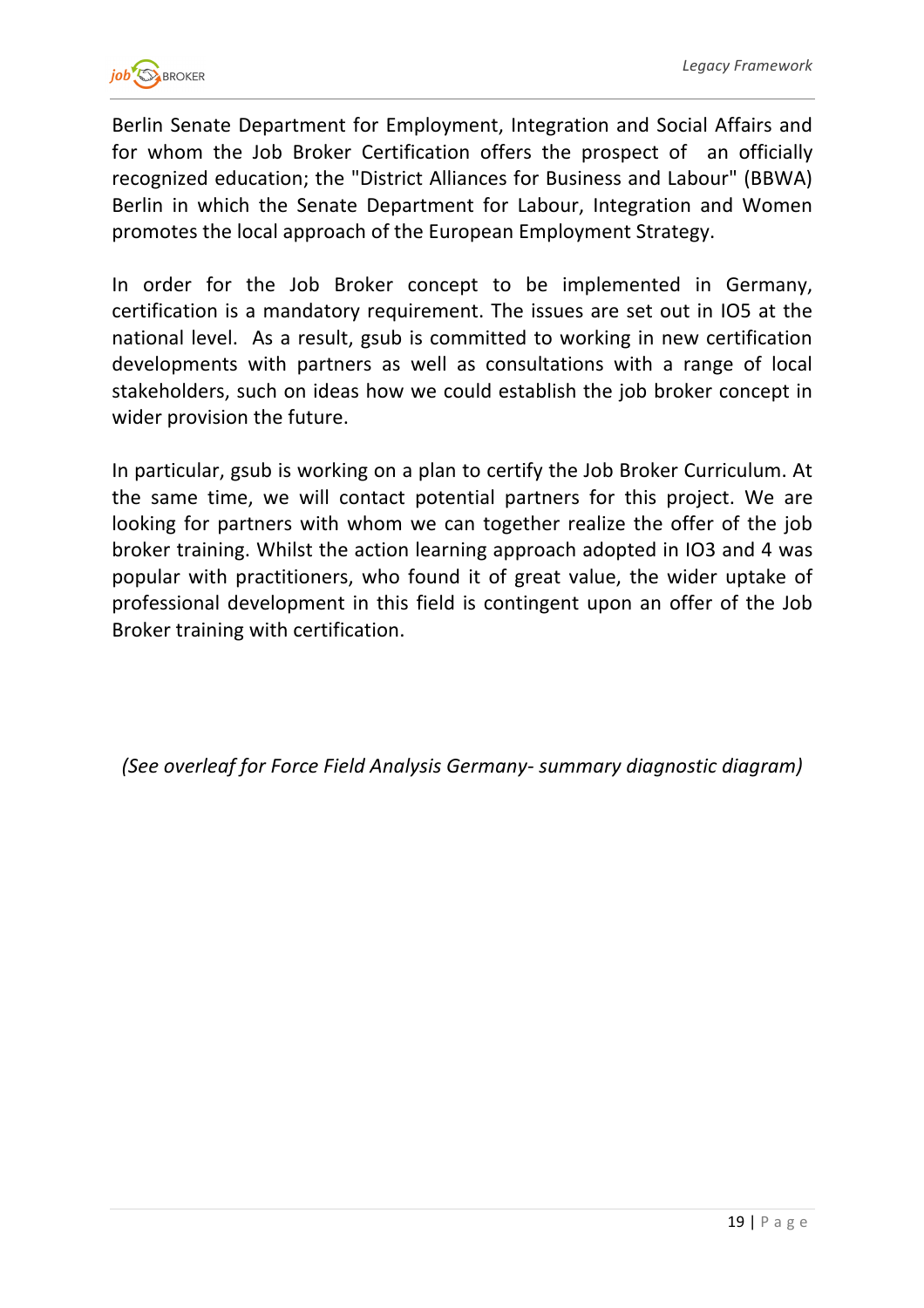Berlin Senate Department for Employment, Integration and Social Affairs and for whom the Job Broker Certification offers the prospect of an officially recognized education; the "District Alliances for Business and Labour" (BBWA) Berlin in which the Senate Department for Labour, Integration and Women promotes the local approach of the European Employment Strategy.

In order for the Job Broker concept to be implemented in Germany, certification is a mandatory requirement. The issues are set out in IO5 at the national level. As a result, gsub is committed to working in new certification developments with partners as well as consultations with a range of local stakeholders, such on ideas how we could establish the job broker concept in wider provision the future.

In particular, gsub is working on a plan to certify the Job Broker Curriculum. At the same time, we will contact potential partners for this project. We are looking for partners with whom we can together realize the offer of the job broker training. Whilst the action learning approach adopted in IO3 and 4 was popular with practitioners, who found it of great value, the wider uptake of professional development in this field is contingent upon an offer of the Job Broker training with certification.

*(See overleaf for Force Field Analysis Germany- summary diagnostic diagram)*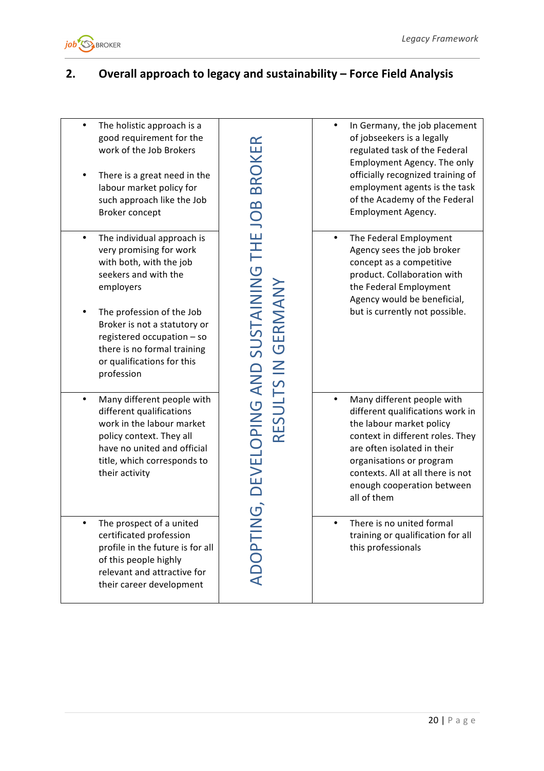## 2. Overall approach to legacy and sustainability – Force Field Analysis

| Driving forces | ADOPTING, DEVELOPING AND SUSTAINING THE JOB BROKER RESULTS IN GERMANY | Restraining forces |
|---|---|---|
| • The holistic approach is a good requirement for the work of the Job Brokers<br><br>• There is a great need in the labour market policy for such approach like the Job Broker concept | | • In Germany, the job placement of jobseekers is a legally regulated task of the Federal Employment Agency. The only officially recognized training of employment agents is the task of the Academy of the Federal Employment Agency. |
| • The individual approach is very promising for work with both, with the job seekers and with the employers<br><br>• The profession of the Job Broker is not a statutory or registered occupation – so there is no formal training or qualifications for this profession | | • The Federal Employment Agency sees the job broker concept as a competitive product. Collaboration with the Federal Employment Agency would be beneficial, but is currently not possible. |
| • Many different people with different qualifications work in the labour market policy context. They all have no united and official title, which corresponds to their activity | | • Many different people with different qualifications work in the labour market policy context in different roles. They are often isolated in their organisations or program contexts. All at all there is not enough cooperation between all of them |
| • The prospect of a united certificated profession profile in the future is for all of this people highly relevant and attractive for their career development | | • There is no united formal training or qualification for all this professionals |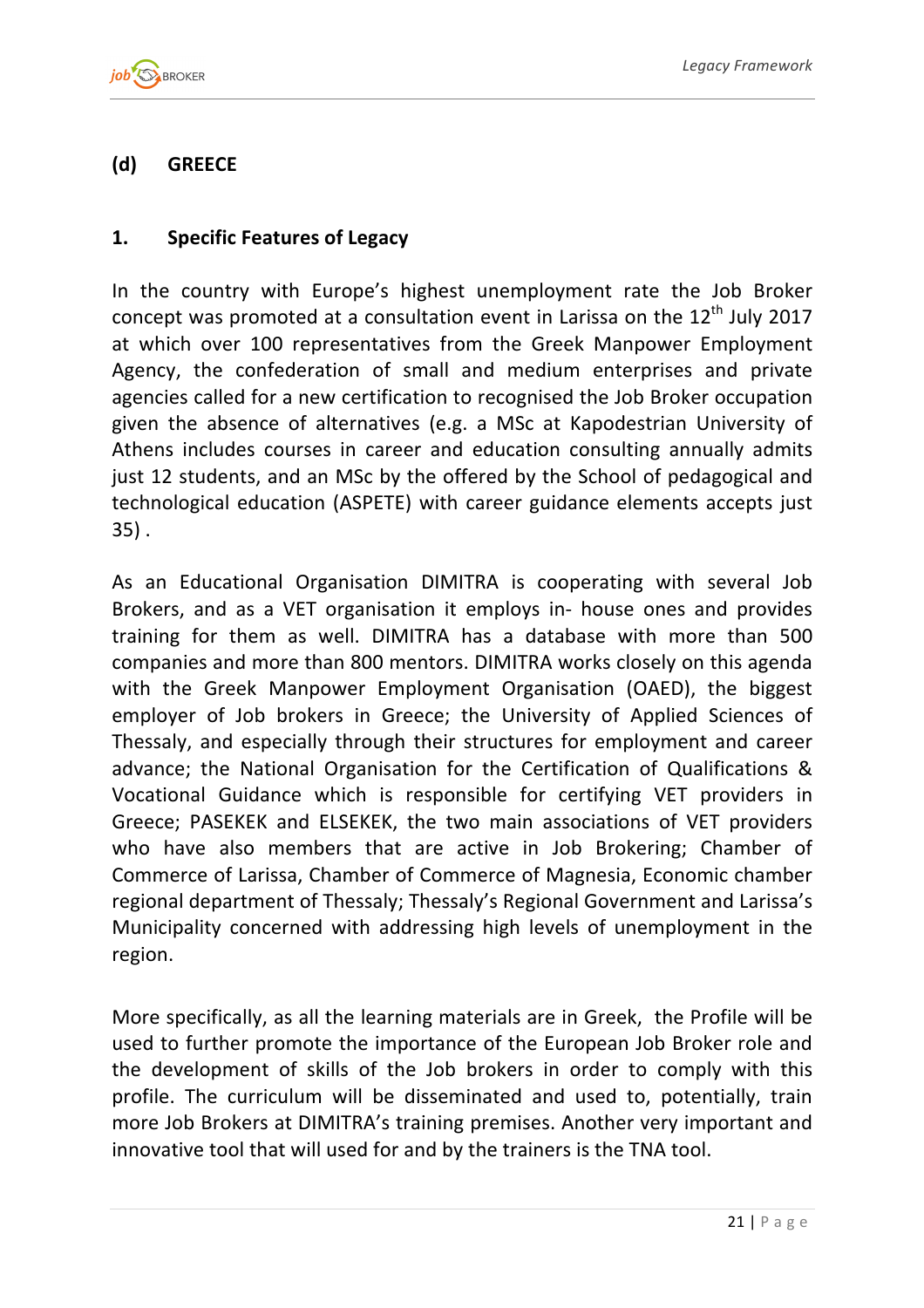## (d) GREECE

### 1. Specific Features of Legacy

In the country with Europe's highest unemployment rate the Job Broker concept was promoted at a consultation event in Larissa on the 12th July 2017 at which over 100 representatives from the Greek Manpower Employment Agency, the confederation of small and medium enterprises and private agencies called for a new certification to recognised the Job Broker occupation given the absence of alternatives (e.g. a MSc at Kapodestrian University of Athens includes courses in career and education consulting annually admits just 12 students, and an MSc by the offered by the School of pedagogical and technological education (ASPETE) with career guidance elements accepts just 35) .

As an Educational Organisation DIMITRA is cooperating with several Job Brokers, and as a VET organisation it employs in- house ones and provides training for them as well. DIMITRA has a database with more than 500 companies and more than 800 mentors. DIMITRA works closely on this agenda with the Greek Manpower Employment Organisation (OAED), the biggest employer of Job brokers in Greece; the University of Applied Sciences of Thessaly, and especially through their structures for employment and career advance; the National Organisation for the Certification of Qualifications & Vocational Guidance which is responsible for certifying VET providers in Greece; PASEKEK and ELSEKEK, the two main associations of VET providers who have also members that are active in Job Brokering; Chamber of Commerce of Larissa, Chamber of Commerce of Magnesia, Economic chamber regional department of Thessaly; Thessaly's Regional Government and Larissa's Municipality concerned with addressing high levels of unemployment in the region.

More specifically, as all the learning materials are in Greek, the Profile will be used to further promote the importance of the European Job Broker role and the development of skills of the Job brokers in order to comply with this profile. The curriculum will be disseminated and used to, potentially, train more Job Brokers at DIMITRA's training premises. Another very important and innovative tool that will used for and by the trainers is the TNA tool.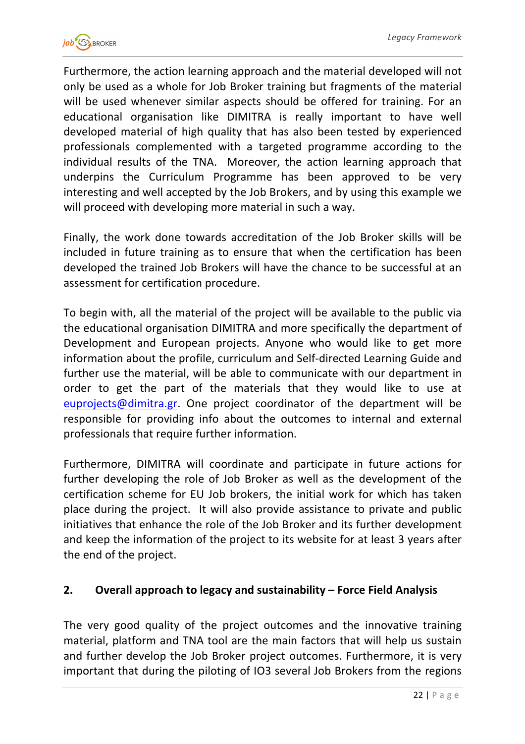Furthermore, the action learning approach and the material developed will not only be used as a whole for Job Broker training but fragments of the material will be used whenever similar aspects should be offered for training. For an educational organisation like DIMITRA is really important to have well developed material of high quality that has also been tested by experienced professionals complemented with a targeted programme according to the individual results of the TNA. Moreover, the action learning approach that underpins the Curriculum Programme has been approved to be very interesting and well accepted by the Job Brokers, and by using this example we will proceed with developing more material in such a way.

Finally, the work done towards accreditation of the Job Broker skills will be included in future training as to ensure that when the certification has been developed the trained Job Brokers will have the chance to be successful at an assessment for certification procedure.

To begin with, all the material of the project will be available to the public via the educational organisation DIMITRA and more specifically the department of Development and European projects. Anyone who would like to get more information about the profile, curriculum and Self-directed Learning Guide and further use the material, will be able to communicate with our department in order to get the part of the materials that they would like to use at euprojects@dimitra.gr. One project coordinator of the department will be responsible for providing info about the outcomes to internal and external professionals that require further information.

Furthermore, DIMITRA will coordinate and participate in future actions for further developing the role of Job Broker as well as the development of the certification scheme for EU Job brokers, the initial work for which has taken place during the project. It will also provide assistance to private and public initiatives that enhance the role of the Job Broker and its further development and keep the information of the project to its website for at least 3 years after the end of the project.

## 2. Overall approach to legacy and sustainability – Force Field Analysis

The very good quality of the project outcomes and the innovative training material, platform and TNA tool are the main factors that will help us sustain and further develop the Job Broker project outcomes. Furthermore, it is very important that during the piloting of IO3 several Job Brokers from the regions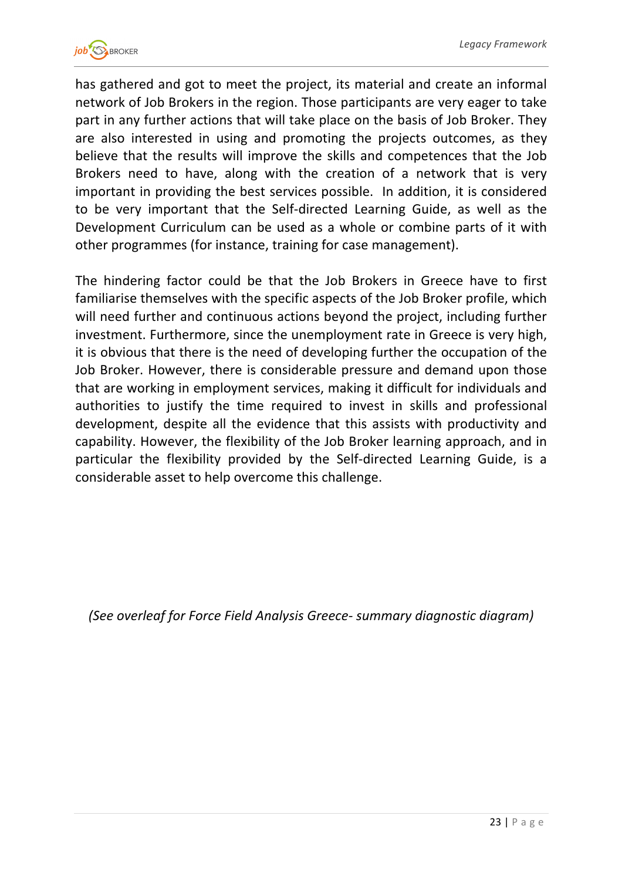has gathered and got to meet the project, its material and create an informal network of Job Brokers in the region. Those participants are very eager to take part in any further actions that will take place on the basis of Job Broker. They are also interested in using and promoting the projects outcomes, as they believe that the results will improve the skills and competences that the Job Brokers need to have, along with the creation of a network that is very important in providing the best services possible. In addition, it is considered to be very important that the Self-directed Learning Guide, as well as the Development Curriculum can be used as a whole or combine parts of it with other programmes (for instance, training for case management).

The hindering factor could be that the Job Brokers in Greece have to first familiarise themselves with the specific aspects of the Job Broker profile, which will need further and continuous actions beyond the project, including further investment. Furthermore, since the unemployment rate in Greece is very high, it is obvious that there is the need of developing further the occupation of the Job Broker. However, there is considerable pressure and demand upon those that are working in employment services, making it difficult for individuals and authorities to justify the time required to invest in skills and professional development, despite all the evidence that this assists with productivity and capability. However, the flexibility of the Job Broker learning approach, and in particular the flexibility provided by the Self-directed Learning Guide, is a considerable asset to help overcome this challenge.

*(See overleaf for Force Field Analysis Greece- summary diagnostic diagram)*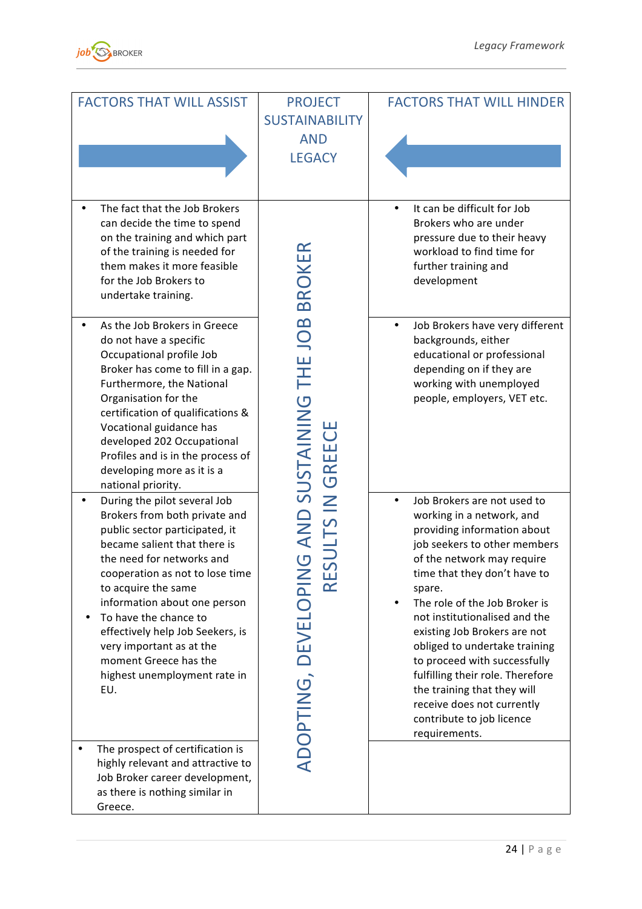| FACTORS THAT WILL ASSIST | PROJECT SUSTAINABILITY AND LEGACY | FACTORS THAT WILL HINDER |
|---|---|---|
| • The fact that the Job Brokers can decide the time to spend on the training and which part of the training is needed for them makes it more feasible for the Job Brokers to undertake training. | ADOPTING, DEVELOPING AND SUSTAINING THE JOB BROKER RESULTS IN GREECE | • It can be difficult for Job Brokers who are under pressure due to their heavy workload to find time for further training and development |
| • As the Job Brokers in Greece do not have a specific Occupational profile Job Broker has come to fill in a gap. Furthermore, the National Organisation for the certification of qualifications & Vocational guidance has developed 202 Occupational Profiles and is in the process of developing more as it is a national priority. | | • Job Brokers have very different backgrounds, either educational or professional depending on if they are working with unemployed people, employers, VET etc. |
| • During the pilot several Job Brokers from both private and public sector participated, it became salient that there is the need for networks and cooperation as not to lose time to acquire the same information about one person<br>• To have the chance to effectively help Job Seekers, is very important as at the moment Greece has the highest unemployment rate in EU. | | • Job Brokers are not used to working in a network, and providing information about job seekers to other members of the network may require time that they don't have to spare.<br>• The role of the Job Broker is not institutionalised and the existing Job Brokers are not obliged to undertake training to proceed with successfully fulfilling their role. Therefore the training that they will receive does not currently contribute to job licence requirements. |
| • The prospect of certification is highly relevant and attractive to Job Broker career development, as there is nothing similar in Greece. | | |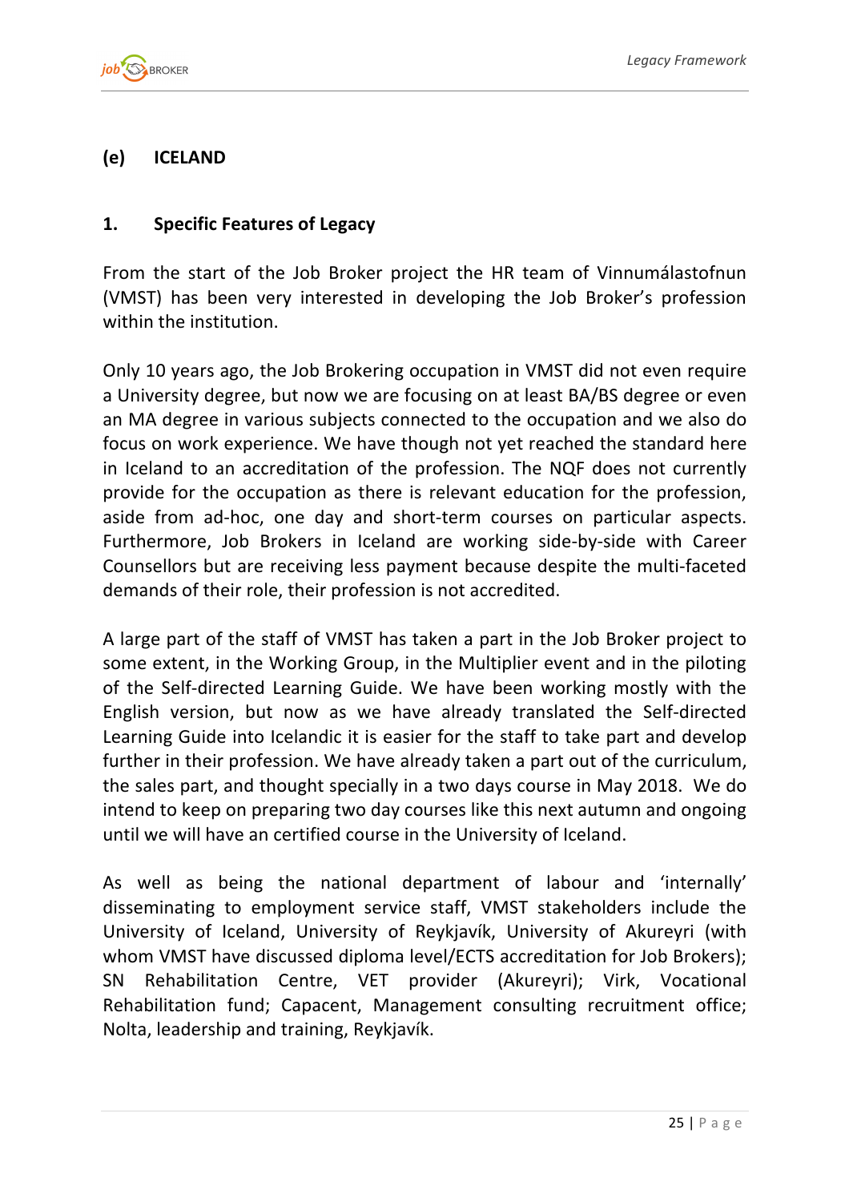## (e) ICELAND

### 1. Specific Features of Legacy

From the start of the Job Broker project the HR team of Vinnumálastofnun (VMST) has been very interested in developing the Job Broker's profession within the institution.

Only 10 years ago, the Job Brokering occupation in VMST did not even require a University degree, but now we are focusing on at least BA/BS degree or even an MA degree in various subjects connected to the occupation and we also do focus on work experience. We have though not yet reached the standard here in Iceland to an accreditation of the profession. The NQF does not currently provide for the occupation as there is relevant education for the profession, aside from ad-hoc, one day and short-term courses on particular aspects. Furthermore, Job Brokers in Iceland are working side-by-side with Career Counsellors but are receiving less payment because despite the multi-faceted demands of their role, their profession is not accredited.

A large part of the staff of VMST has taken a part in the Job Broker project to some extent, in the Working Group, in the Multiplier event and in the piloting of the Self-directed Learning Guide. We have been working mostly with the English version, but now as we have already translated the Self-directed Learning Guide into Icelandic it is easier for the staff to take part and develop further in their profession. We have already taken a part out of the curriculum, the sales part, and thought specially in a two days course in May 2018. We do intend to keep on preparing two day courses like this next autumn and ongoing until we will have an certified course in the University of Iceland.

As well as being the national department of labour and 'internally' disseminating to employment service staff, VMST stakeholders include the University of Iceland, University of Reykjavík, University of Akureyri (with whom VMST have discussed diploma level/ECTS accreditation for Job Brokers); SN Rehabilitation Centre, VET provider (Akureyri); Virk, Vocational Rehabilitation fund; Capacent, Management consulting recruitment office; Nolta, leadership and training, Reykjavík.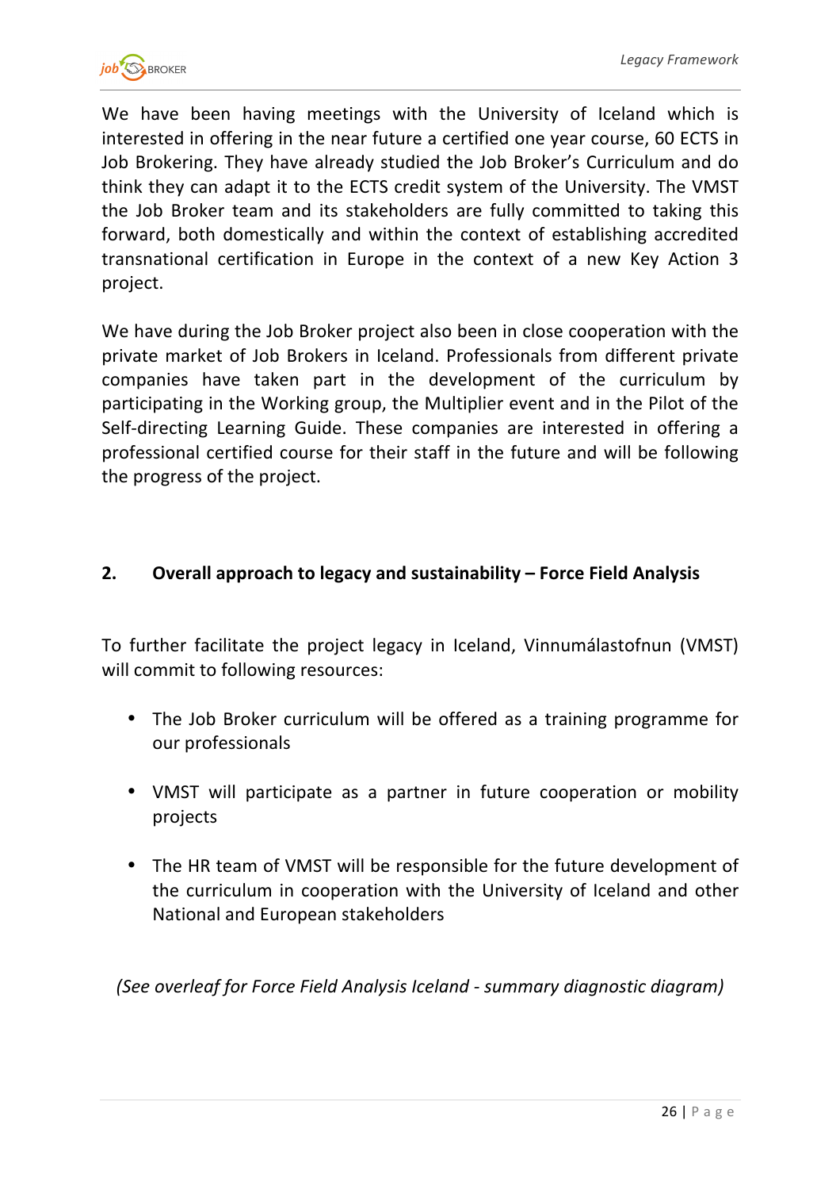We have been having meetings with the University of Iceland which is interested in offering in the near future a certified one year course, 60 ECTS in Job Brokering. They have already studied the Job Broker's Curriculum and do think they can adapt it to the ECTS credit system of the University. The VMST the Job Broker team and its stakeholders are fully committed to taking this forward, both domestically and within the context of establishing accredited transnational certification in Europe in the context of a new Key Action 3 project.

We have during the Job Broker project also been in close cooperation with the private market of Job Brokers in Iceland. Professionals from different private companies have taken part in the development of the curriculum by participating in the Working group, the Multiplier event and in the Pilot of the Self-directing Learning Guide. These companies are interested in offering a professional certified course for their staff in the future and will be following the progress of the project.

## 2. Overall approach to legacy and sustainability – Force Field Analysis

To further facilitate the project legacy in Iceland, Vinnumálastofnun (VMST) will commit to following resources:

- The Job Broker curriculum will be offered as a training programme for our professionals
- VMST will participate as a partner in future cooperation or mobility projects
- The HR team of VMST will be responsible for the future development of the curriculum in cooperation with the University of Iceland and other National and European stakeholders

*(See overleaf for Force Field Analysis Iceland - summary diagnostic diagram)*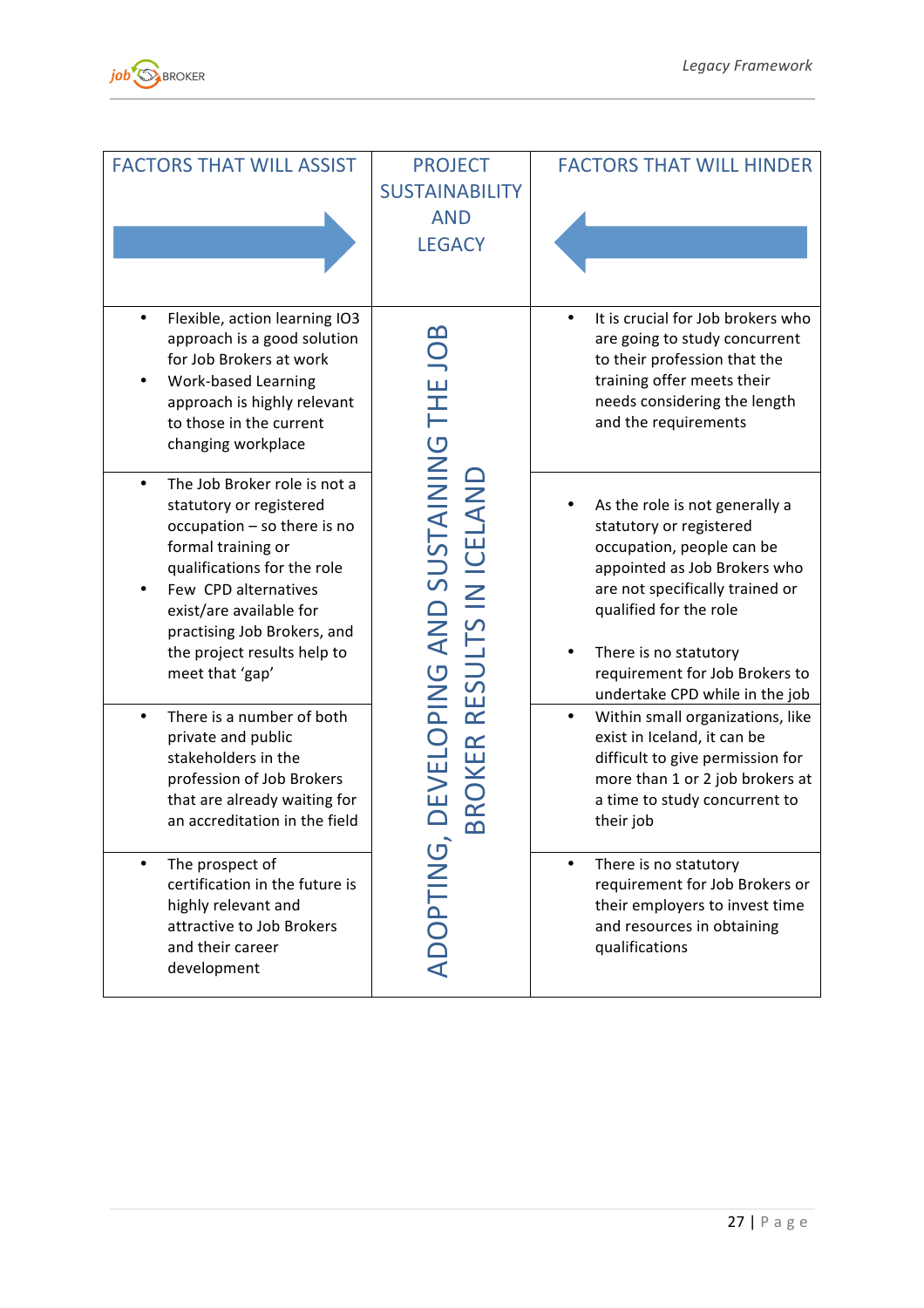| FACTORS THAT WILL ASSIST | PROJECT SUSTAINABILITY AND LEGACY | FACTORS THAT WILL HINDER |
|---|---|---|
| • Flexible, action learning IO3 approach is a good solution for Job Brokers at work<br>• Work-based Learning approach is highly relevant to those in the current changing workplace | ADOPTING, DEVELOPING AND SUSTAINING THE JOB BROKER RESULTS IN ICELAND | • It is crucial for Job brokers who are going to study concurrent to their profession that the training offer meets their needs considering the length and the requirements |
| • The Job Broker role is not a statutory or registered occupation – so there is no formal training or qualifications for the role<br>• Few CPD alternatives exist/are available for practising Job Brokers, and the project results help to meet that 'gap' | | • As the role is not generally a statutory or registered occupation, people can be appointed as Job Brokers who are not specifically trained or qualified for the role<br>• There is no statutory requirement for Job Brokers to undertake CPD while in the job |
| • There is a number of both private and public stakeholders in the profession of Job Brokers that are already waiting for an accreditation in the field | | • Within small organizations, like exist in Iceland, it can be difficult to give permission for more than 1 or 2 job brokers at a time to study concurrent to their job |
| • The prospect of certification in the future is highly relevant and attractive to Job Brokers and their career development | | • There is no statutory requirement for Job Brokers or their employers to invest time and resources in obtaining qualifications |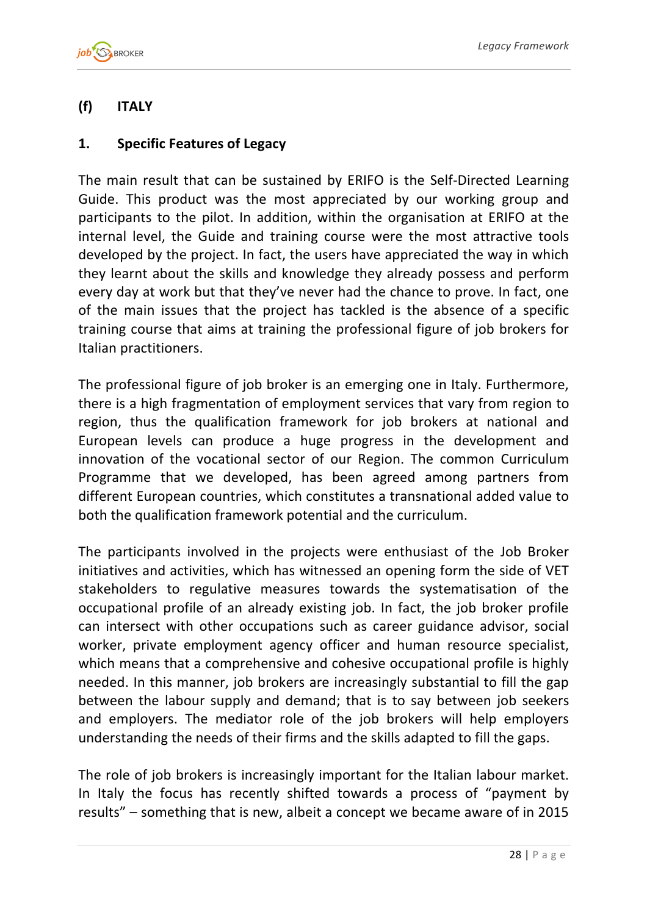## (f) ITALY

### 1. Specific Features of Legacy

The main result that can be sustained by ERIFO is the Self-Directed Learning Guide. This product was the most appreciated by our working group and participants to the pilot. In addition, within the organisation at ERIFO at the internal level, the Guide and training course were the most attractive tools developed by the project. In fact, the users have appreciated the way in which they learnt about the skills and knowledge they already possess and perform every day at work but that they've never had the chance to prove. In fact, one of the main issues that the project has tackled is the absence of a specific training course that aims at training the professional figure of job brokers for Italian practitioners.

The professional figure of job broker is an emerging one in Italy. Furthermore, there is a high fragmentation of employment services that vary from region to region, thus the qualification framework for job brokers at national and European levels can produce a huge progress in the development and innovation of the vocational sector of our Region. The common Curriculum Programme that we developed, has been agreed among partners from different European countries, which constitutes a transnational added value to both the qualification framework potential and the curriculum.

The participants involved in the projects were enthusiast of the Job Broker initiatives and activities, which has witnessed an opening form the side of VET stakeholders to regulative measures towards the systematisation of the occupational profile of an already existing job. In fact, the job broker profile can intersect with other occupations such as career guidance advisor, social worker, private employment agency officer and human resource specialist, which means that a comprehensive and cohesive occupational profile is highly needed. In this manner, job brokers are increasingly substantial to fill the gap between the labour supply and demand; that is to say between job seekers and employers. The mediator role of the job brokers will help employers understanding the needs of their firms and the skills adapted to fill the gaps.

The role of job brokers is increasingly important for the Italian labour market. In Italy the focus has recently shifted towards a process of "payment by results" – something that is new, albeit a concept we became aware of in 2015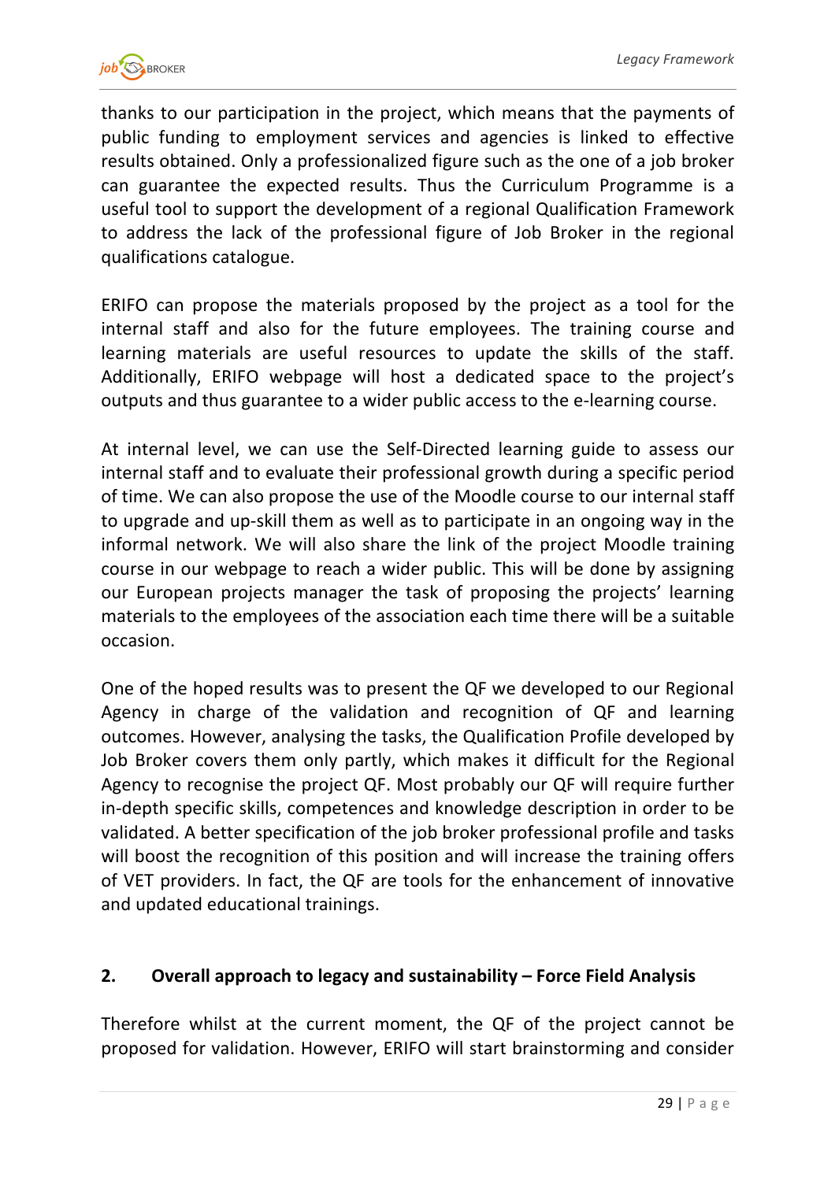thanks to our participation in the project, which means that the payments of public funding to employment services and agencies is linked to effective results obtained. Only a professionalized figure such as the one of a job broker can guarantee the expected results. Thus the Curriculum Programme is a useful tool to support the development of a regional Qualification Framework to address the lack of the professional figure of Job Broker in the regional qualifications catalogue.

ERIFO can propose the materials proposed by the project as a tool for the internal staff and also for the future employees. The training course and learning materials are useful resources to update the skills of the staff. Additionally, ERIFO webpage will host a dedicated space to the project's outputs and thus guarantee to a wider public access to the e-learning course.

At internal level, we can use the Self-Directed learning guide to assess our internal staff and to evaluate their professional growth during a specific period of time. We can also propose the use of the Moodle course to our internal staff to upgrade and up-skill them as well as to participate in an ongoing way in the informal network. We will also share the link of the project Moodle training course in our webpage to reach a wider public. This will be done by assigning our European projects manager the task of proposing the projects' learning materials to the employees of the association each time there will be a suitable occasion.

One of the hoped results was to present the QF we developed to our Regional Agency in charge of the validation and recognition of QF and learning outcomes. However, analysing the tasks, the Qualification Profile developed by Job Broker covers them only partly, which makes it difficult for the Regional Agency to recognise the project QF. Most probably our QF will require further in-depth specific skills, competences and knowledge description in order to be validated. A better specification of the job broker professional profile and tasks will boost the recognition of this position and will increase the training offers of VET providers. In fact, the QF are tools for the enhancement of innovative and updated educational trainings.

## 2. Overall approach to legacy and sustainability – Force Field Analysis

Therefore whilst at the current moment, the QF of the project cannot be proposed for validation. However, ERIFO will start brainstorming and consider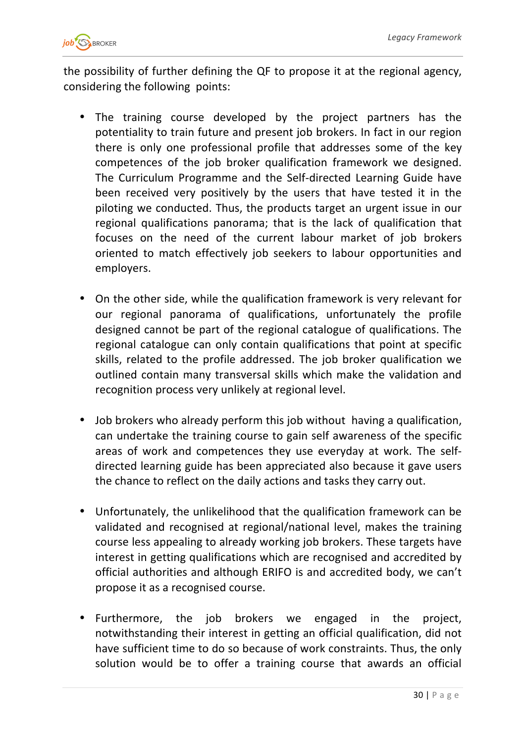the possibility of further defining the QF to propose it at the regional agency, considering the following points:

- The training course developed by the project partners has the potentiality to train future and present job brokers. In fact in our region there is only one professional profile that addresses some of the key competences of the job broker qualification framework we designed. The Curriculum Programme and the Self-directed Learning Guide have been received very positively by the users that have tested it in the piloting we conducted. Thus, the products target an urgent issue in our regional qualifications panorama; that is the lack of qualification that focuses on the need of the current labour market of job brokers oriented to match effectively job seekers to labour opportunities and employers.

- On the other side, while the qualification framework is very relevant for our regional panorama of qualifications, unfortunately the profile designed cannot be part of the regional catalogue of qualifications. The regional catalogue can only contain qualifications that point at specific skills, related to the profile addressed. The job broker qualification we outlined contain many transversal skills which make the validation and recognition process very unlikely at regional level.

- Job brokers who already perform this job without having a qualification, can undertake the training course to gain self awareness of the specific areas of work and competences they use everyday at work. The self-directed learning guide has been appreciated also because it gave users the chance to reflect on the daily actions and tasks they carry out.

- Unfortunately, the unlikelihood that the qualification framework can be validated and recognised at regional/national level, makes the training course less appealing to already working job brokers. These targets have interest in getting qualifications which are recognised and accredited by official authorities and although ERIFO is and accredited body, we can't propose it as a recognised course.

- Furthermore, the job brokers we engaged in the project, notwithstanding their interest in getting an official qualification, did not have sufficient time to do so because of work constraints. Thus, the only solution would be to offer a training course that awards an official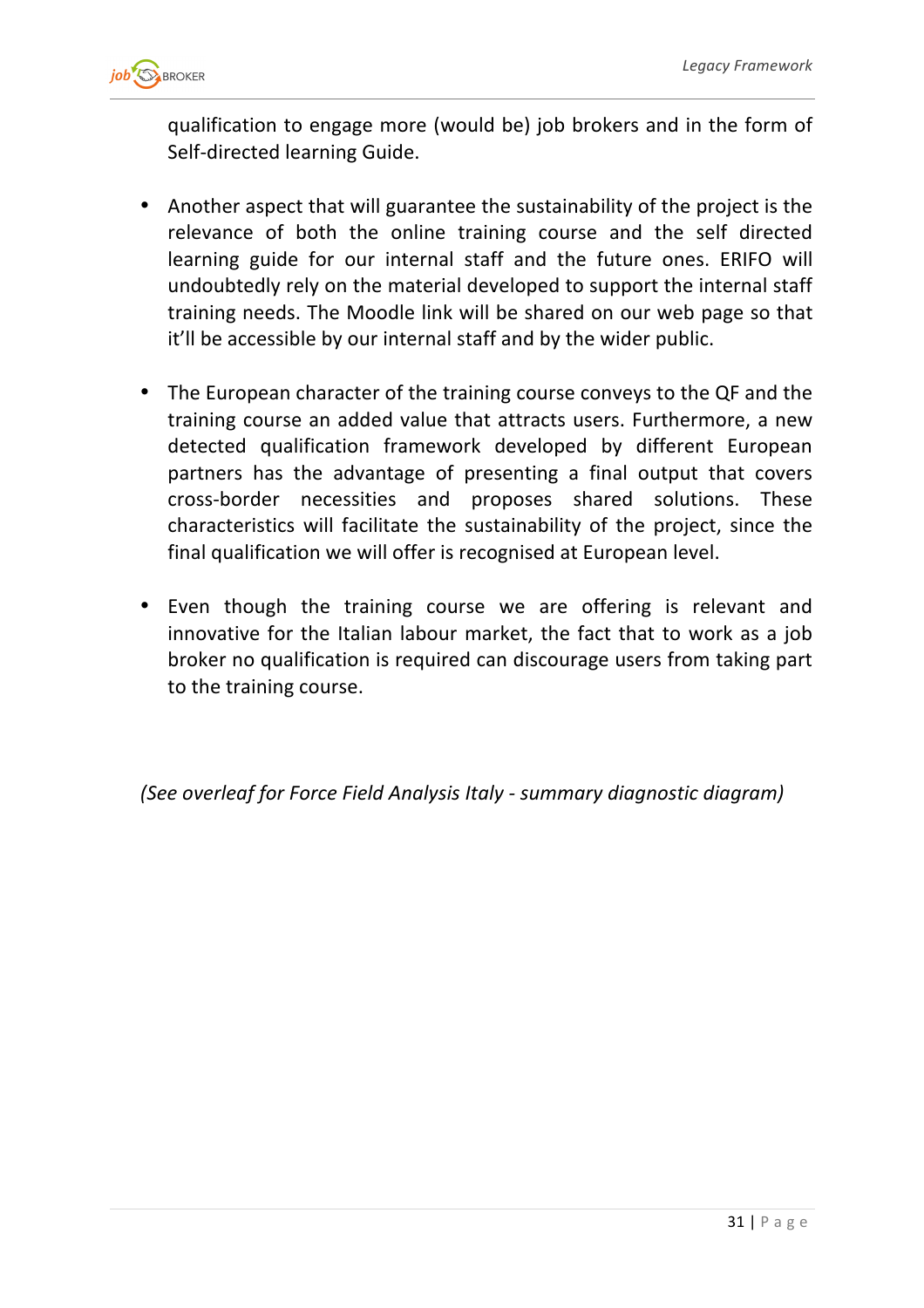qualification to engage more (would be) job brokers and in the form of Self-directed learning Guide.

- Another aspect that will guarantee the sustainability of the project is the relevance of both the online training course and the self directed learning guide for our internal staff and the future ones. ERIFO will undoubtedly rely on the material developed to support the internal staff training needs. The Moodle link will be shared on our web page so that it'll be accessible by our internal staff and by the wider public.

- The European character of the training course conveys to the QF and the training course an added value that attracts users. Furthermore, a new detected qualification framework developed by different European partners has the advantage of presenting a final output that covers cross-border necessities and proposes shared solutions. These characteristics will facilitate the sustainability of the project, since the final qualification we will offer is recognised at European level.

- Even though the training course we are offering is relevant and innovative for the Italian labour market, the fact that to work as a job broker no qualification is required can discourage users from taking part to the training course.

*(See overleaf for Force Field Analysis Italy - summary diagnostic diagram)*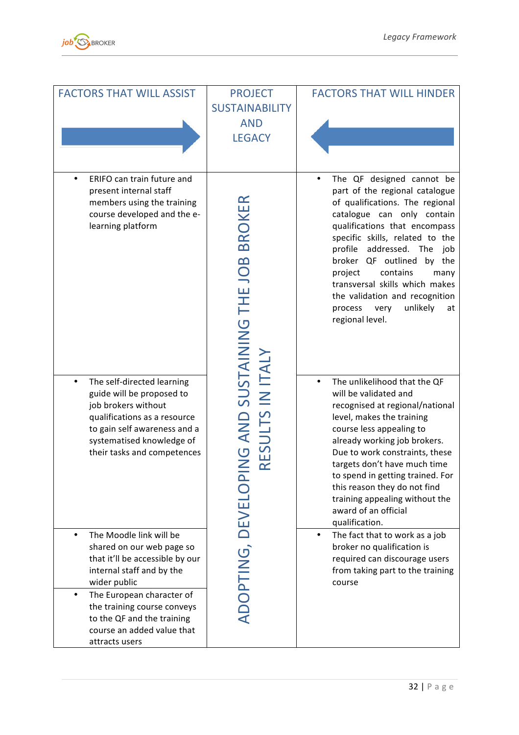| FACTORS THAT WILL ASSIST | PROJECT SUSTAINABILITY AND LEGACY | FACTORS THAT WILL HINDER |
|---|---|---|
| • ERIFO can train future and present internal staff members using the training course developed and the e-learning platform | ADOPTING, DEVELOPING AND SUSTAINING THE JOB BROKER RESULTS IN ITALY | • The QF designed cannot be part of the regional catalogue of qualifications. The regional catalogue can only contain qualifications that encompass specific skills, related to the job profile addressed. The job broker QF outlined by the project contains many transversal skills which makes the validation and recognition process very unlikely at regional level. |
| • The self-directed learning guide will be proposed to job brokers without qualifications as a resource to gain self awareness and a systematised knowledge of their tasks and competences | | • The unlikelihood that the QF will be validated and recognised at regional/national level, makes the training course less appealing to already working job brokers. Due to work constraints, these targets don't have much time to spend in getting trained. For this reason they do not find training appealing without the award of an official qualification. |
| • The Moodle link will be shared on our web page so that it'll be accessible by our internal staff and by the wider public | | • The fact that to work as a job broker no qualification is required can discourage users from taking part to the training course |
| • The European character of the training course conveys to the QF and the training course an added value that attracts users | | |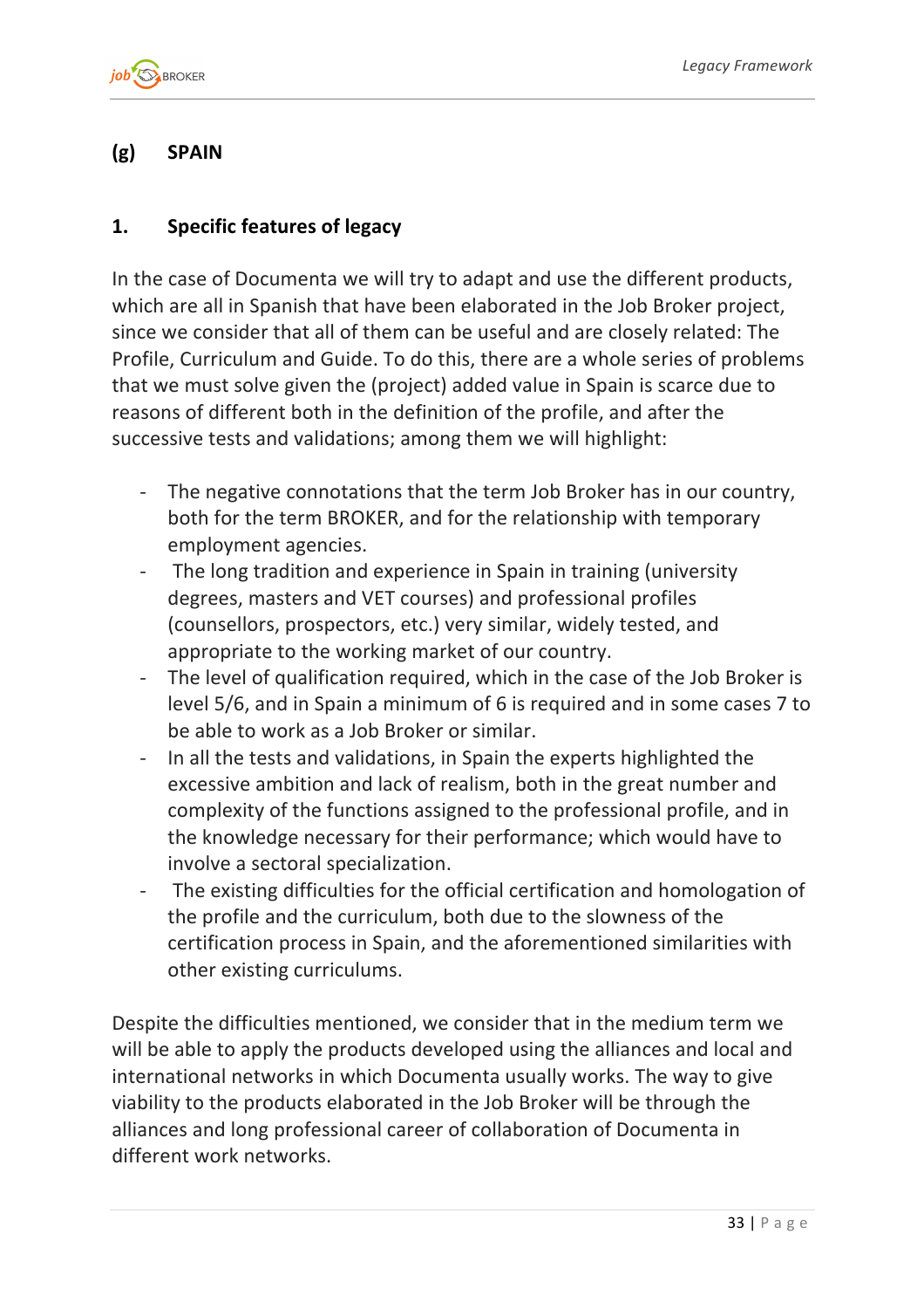## (g) SPAIN

### 1. Specific features of legacy

In the case of Documenta we will try to adapt and use the different products, which are all in Spanish that have been elaborated in the Job Broker project, since we consider that all of them can be useful and are closely related: The Profile, Curriculum and Guide. To do this, there are a whole series of problems that we must solve given the (project) added value in Spain is scarce due to reasons of different both in the definition of the profile, and after the successive tests and validations; among them we will highlight:

- The negative connotations that the term Job Broker has in our country, both for the term BROKER, and for the relationship with temporary employment agencies.
- The long tradition and experience in Spain in training (university degrees, masters and VET courses) and professional profiles (counsellors, prospectors, etc.) very similar, widely tested, and appropriate to the working market of our country.
- The level of qualification required, which in the case of the Job Broker is level 5/6, and in Spain a minimum of 6 is required and in some cases 7 to be able to work as a Job Broker or similar.
- In all the tests and validations, in Spain the experts highlighted the excessive ambition and lack of realism, both in the great number and complexity of the functions assigned to the professional profile, and in the knowledge necessary for their performance; which would have to involve a sectoral specialization.
- The existing difficulties for the official certification and homologation of the profile and the curriculum, both due to the slowness of the certification process in Spain, and the aforementioned similarities with other existing curriculums.

Despite the difficulties mentioned, we consider that in the medium term we will be able to apply the products developed using the alliances and local and international networks in which Documenta usually works. The way to give viability to the products elaborated in the Job Broker will be through the alliances and long professional career of collaboration of Documenta in different work networks.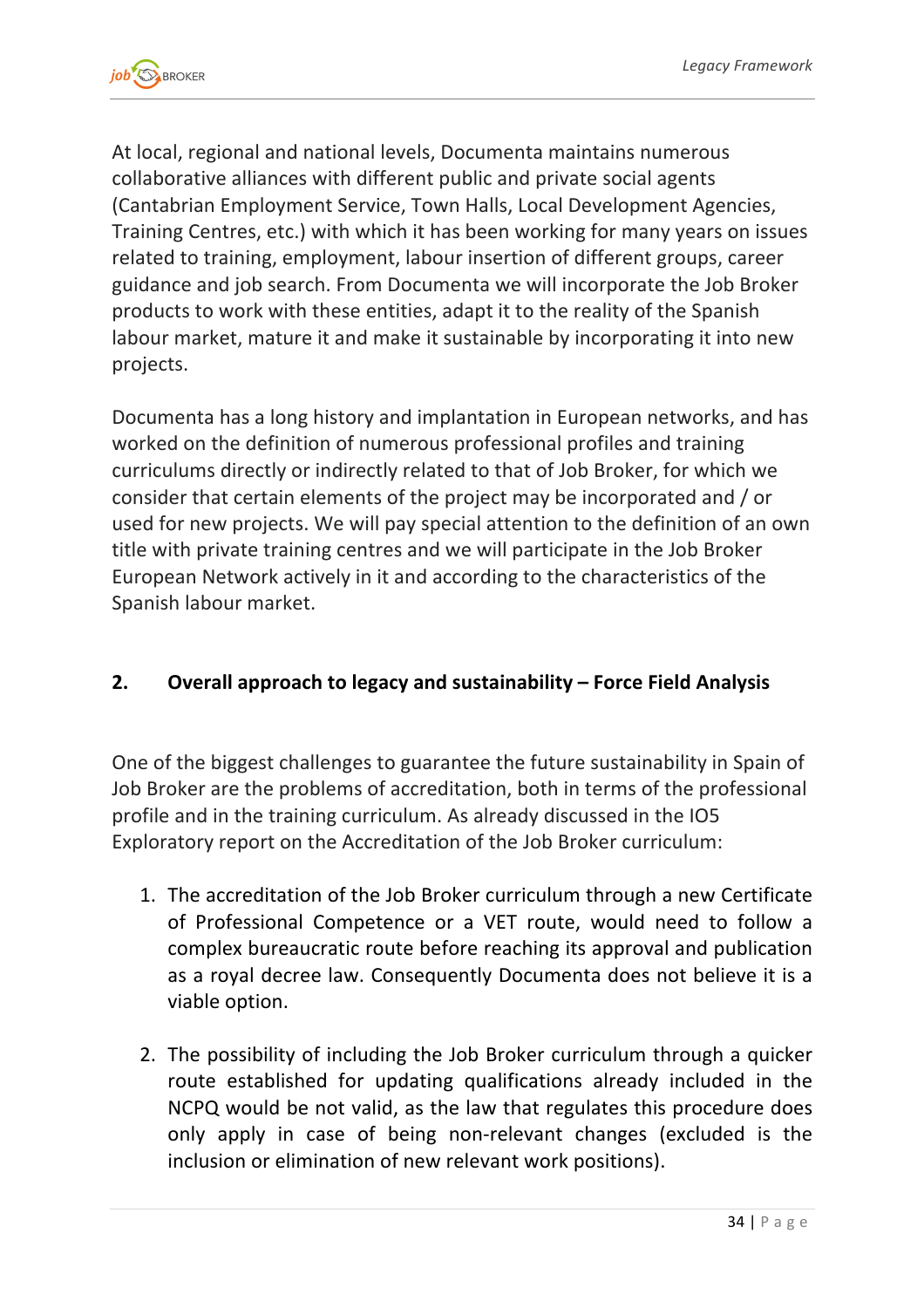At local, regional and national levels, Documenta maintains numerous collaborative alliances with different public and private social agents (Cantabrian Employment Service, Town Halls, Local Development Agencies, Training Centres, etc.) with which it has been working for many years on issues related to training, employment, labour insertion of different groups, career guidance and job search. From Documenta we will incorporate the Job Broker products to work with these entities, adapt it to the reality of the Spanish labour market, mature it and make it sustainable by incorporating it into new projects.

Documenta has a long history and implantation in European networks, and has worked on the definition of numerous professional profiles and training curriculums directly or indirectly related to that of Job Broker, for which we consider that certain elements of the project may be incorporated and / or used for new projects. We will pay special attention to the definition of an own title with private training centres and we will participate in the Job Broker European Network actively in it and according to the characteristics of the Spanish labour market.

## 2. Overall approach to legacy and sustainability – Force Field Analysis

One of the biggest challenges to guarantee the future sustainability in Spain of Job Broker are the problems of accreditation, both in terms of the professional profile and in the training curriculum. As already discussed in the IO5 Exploratory report on the Accreditation of the Job Broker curriculum:

1. The accreditation of the Job Broker curriculum through a new Certificate of Professional Competence or a VET route, would need to follow a complex bureaucratic route before reaching its approval and publication as a royal decree law. Consequently Documenta does not believe it is a viable option.

2. The possibility of including the Job Broker curriculum through a quicker route established for updating qualifications already included in the NCPQ would be not valid, as the law that regulates this procedure does only apply in case of being non-relevant changes (excluded is the inclusion or elimination of new relevant work positions).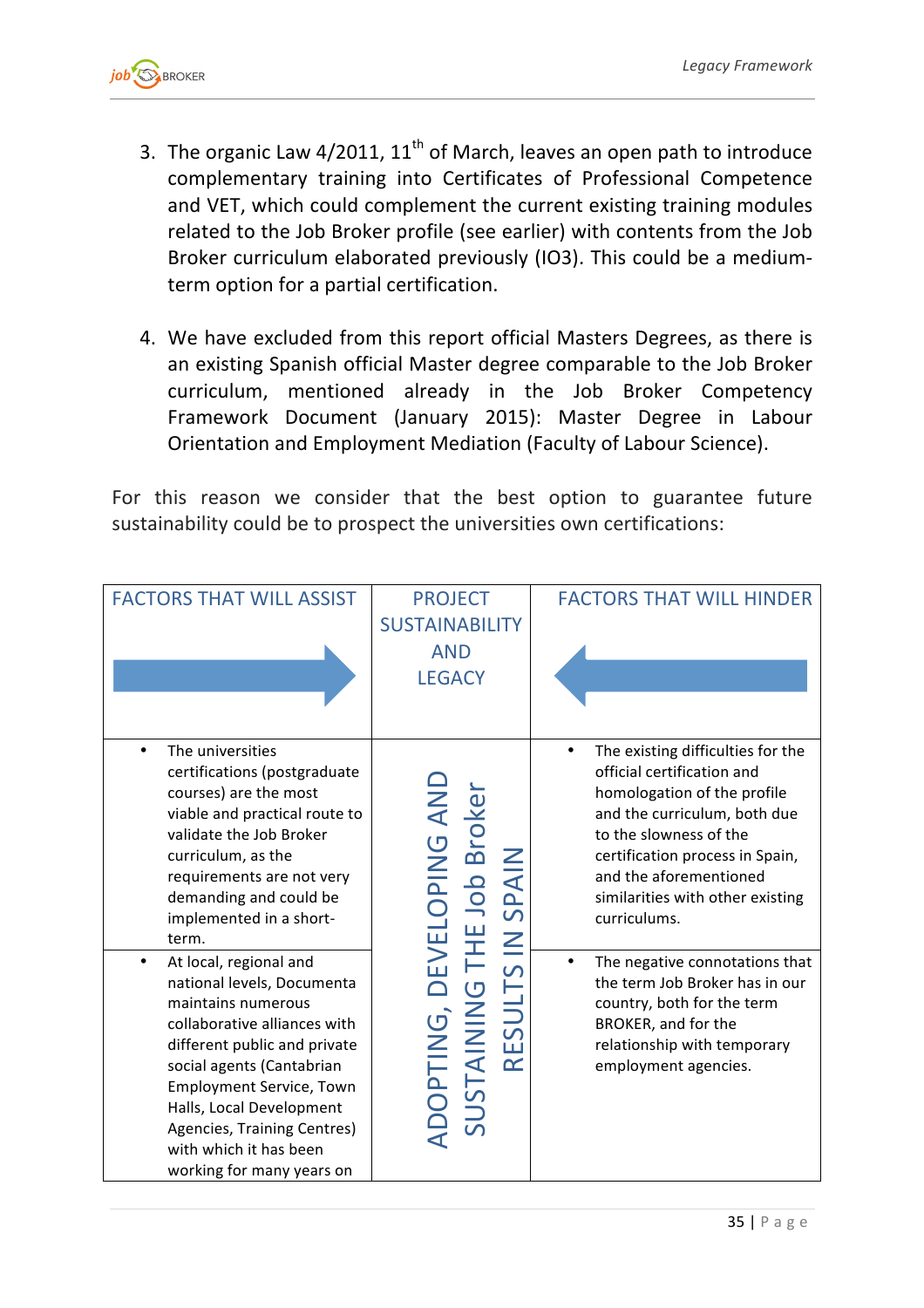3. The organic Law 4/2011, 11th of March, leaves an open path to introduce complementary training into Certificates of Professional Competence and VET, which could complement the current existing training modules related to the Job Broker profile (see earlier) with contents from the Job Broker curriculum elaborated previously (IO3). This could be a medium-term option for a partial certification.

4. We have excluded from this report official Masters Degrees, as there is an existing Spanish official Master degree comparable to the Job Broker curriculum, mentioned already in the Job Broker Competency Framework Document (January 2015): Master Degree in Labour Orientation and Employment Mediation (Faculty of Labour Science).

For this reason we consider that the best option to guarantee future sustainability could be to prospect the universities own certifications:

| FACTORS THAT WILL ASSIST | PROJECT SUSTAINABILITY AND LEGACY | FACTORS THAT WILL HINDER |
|---|---|---|
| • The universities certifications (postgraduate courses) are the most viable and practical route to validate the Job Broker curriculum, as the requirements are not very demanding and could be implemented in a short-term. | ADOPTING, DEVELOPING AND SUSTAINING THE Job Broker RESULTS IN SPAIN | • The existing difficulties for the official certification and homologation of the profile and the curriculum, both due to the slowness of the certification process in Spain, and the aforementioned similarities with other existing curriculums. |
| • At local, regional and national levels, Documenta maintains numerous collaborative alliances with different public and private social agents (Cantabrian Employment Service, Town Halls, Local Development Agencies, Training Centres) with which it has been working for many years on | | • The negative connotations that the term Job Broker has in our country, both for the term BROKER, and for the relationship with temporary employment agencies. |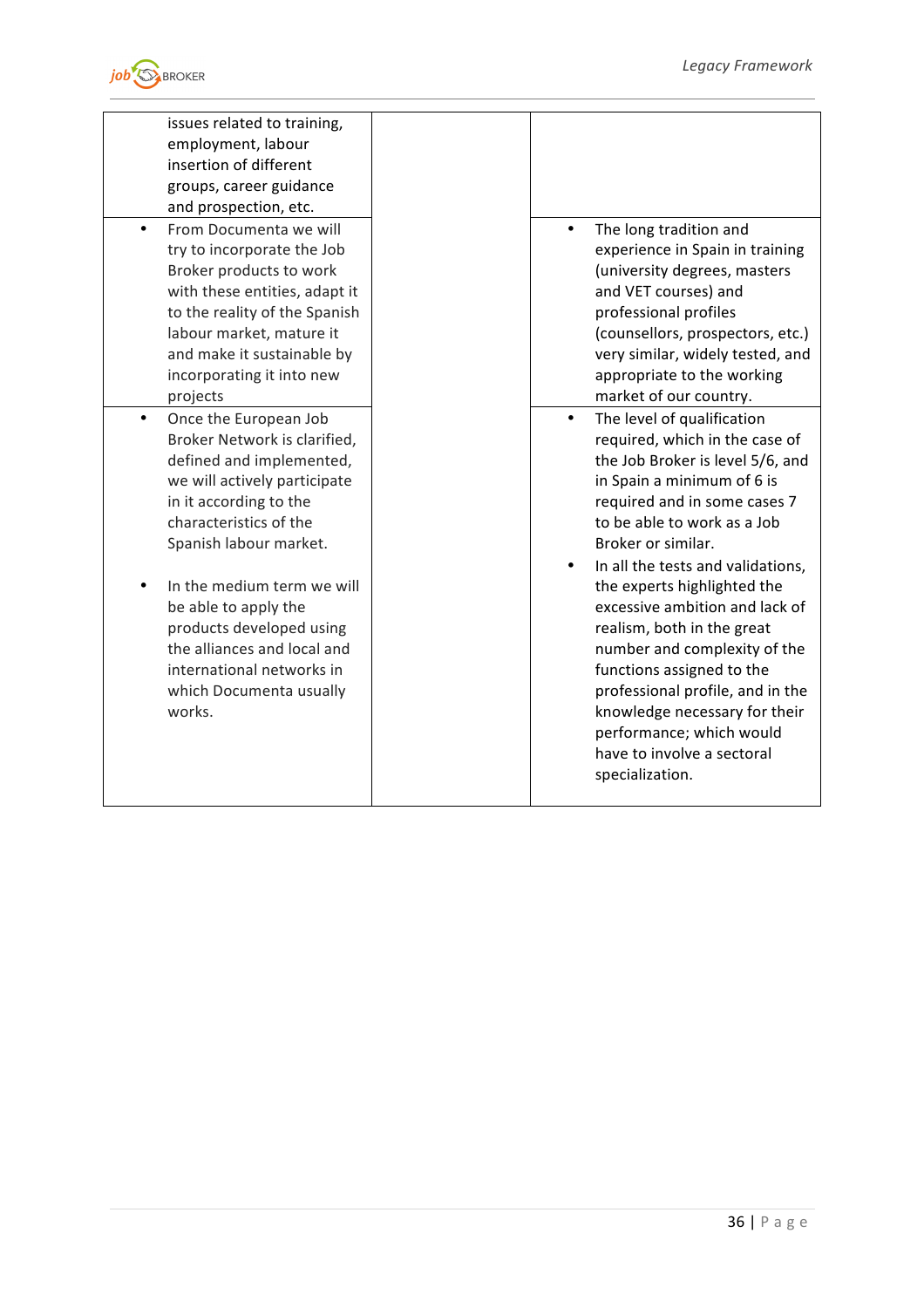| | | |
|---|---|---|
| issues related to training, employment, labour insertion of different groups, career guidance and prospection, etc. | | |
| • From Documenta we will try to incorporate the Job Broker products to work with these entities, adapt it to the reality of the Spanish labour market, mature it and make it sustainable by incorporating it into new projects | | • The long tradition and experience in Spain in training (university degrees, masters and VET courses) and professional profiles (counsellors, prospectors, etc.) very similar, widely tested, and appropriate to the working market of our country. |
| • Once the European Job Broker Network is clarified, defined and implemented, we will actively participate in it according to the characteristics of the Spanish labour market.<br><br>• In the medium term we will be able to apply the products developed using the alliances and local and international networks in which Documenta usually works. | | • The level of qualification required, which in the case of the Job Broker is level 5/6, and in Spain a minimum of 6 is required and in some cases 7 to be able to work as a Job Broker or similar.<br>• In all the tests and validations, the experts highlighted the excessive ambition and lack of realism, both in the great number and complexity of the functions assigned to the professional profile, and in the knowledge necessary for their performance; which would have to involve a sectoral specialization. |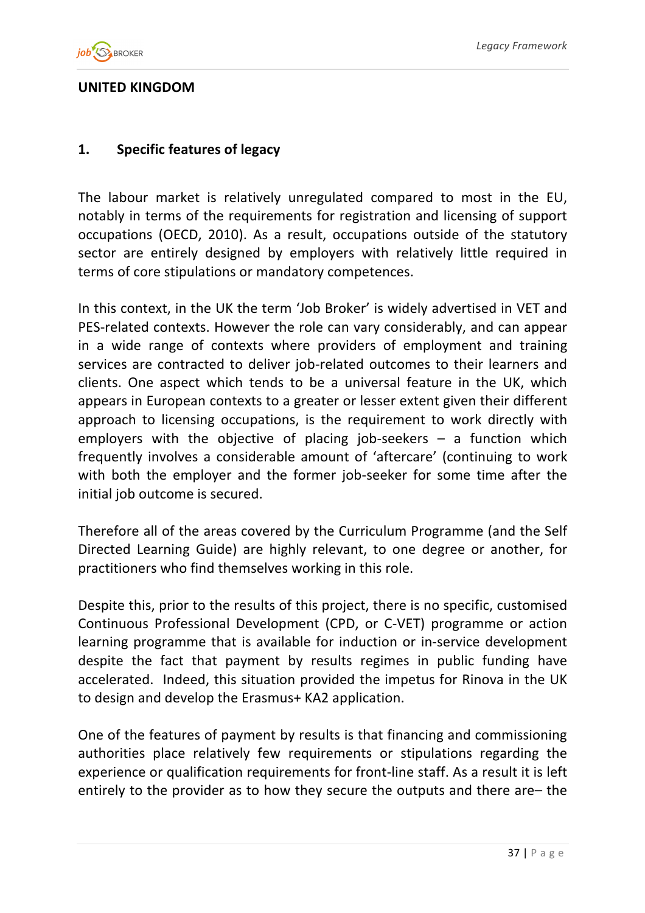## UNITED KINGDOM

### 1. Specific features of legacy

The labour market is relatively unregulated compared to most in the EU, notably in terms of the requirements for registration and licensing of support occupations (OECD, 2010). As a result, occupations outside of the statutory sector are entirely designed by employers with relatively little required in terms of core stipulations or mandatory competences.

In this context, in the UK the term 'Job Broker' is widely advertised in VET and PES-related contexts. However the role can vary considerably, and can appear in a wide range of contexts where providers of employment and training services are contracted to deliver job-related outcomes to their learners and clients. One aspect which tends to be a universal feature in the UK, which appears in European contexts to a greater or lesser extent given their different approach to licensing occupations, is the requirement to work directly with employers with the objective of placing job-seekers – a function which frequently involves a considerable amount of 'aftercare' (continuing to work with both the employer and the former job-seeker for some time after the initial job outcome is secured.

Therefore all of the areas covered by the Curriculum Programme (and the Self Directed Learning Guide) are highly relevant, to one degree or another, for practitioners who find themselves working in this role.

Despite this, prior to the results of this project, there is no specific, customised Continuous Professional Development (CPD, or C-VET) programme or action learning programme that is available for induction or in-service development despite the fact that payment by results regimes in public funding have accelerated. Indeed, this situation provided the impetus for Rinova in the UK to design and develop the Erasmus+ KA2 application.

One of the features of payment by results is that financing and commissioning authorities place relatively few requirements or stipulations regarding the experience or qualification requirements for front-line staff. As a result it is left entirely to the provider as to how they secure the outputs and there are– the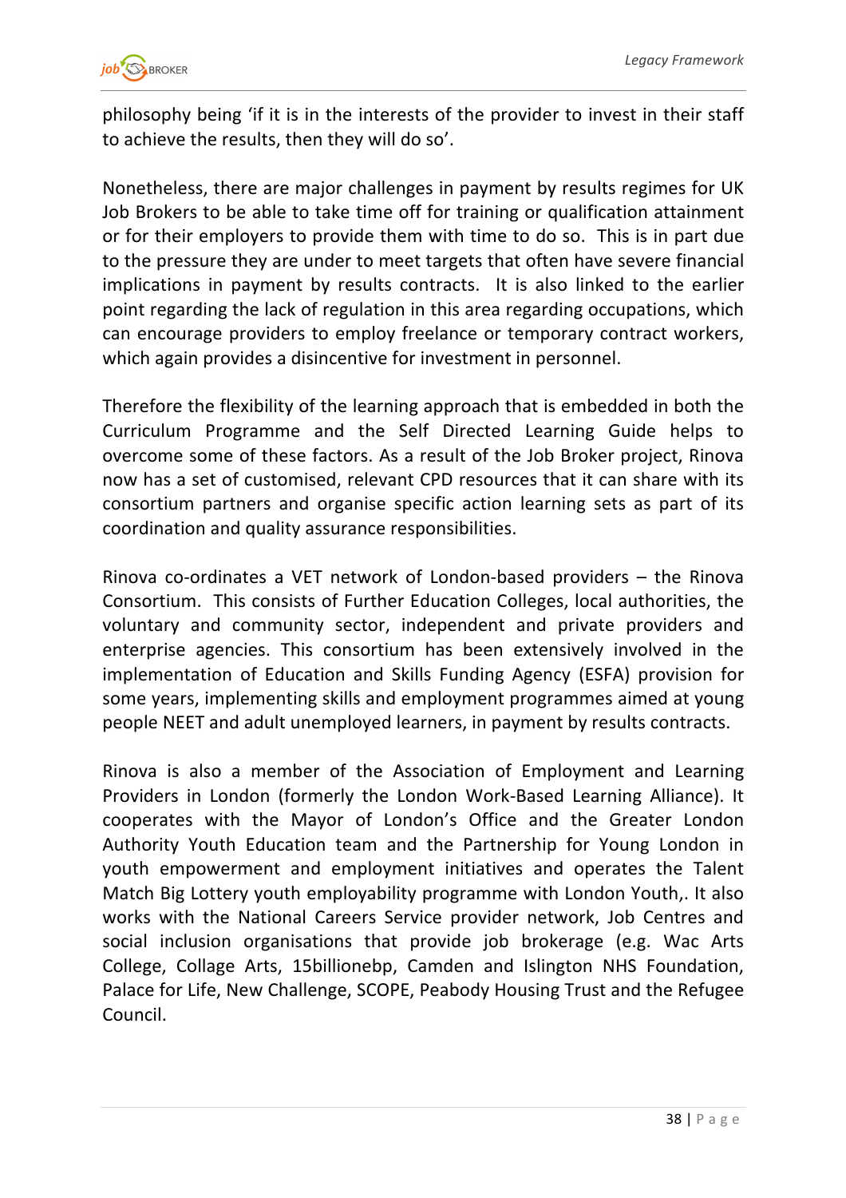philosophy being 'if it is in the interests of the provider to invest in their staff to achieve the results, then they will do so'.

Nonetheless, there are major challenges in payment by results regimes for UK Job Brokers to be able to take time off for training or qualification attainment or for their employers to provide them with time to do so. This is in part due to the pressure they are under to meet targets that often have severe financial implications in payment by results contracts. It is also linked to the earlier point regarding the lack of regulation in this area regarding occupations, which can encourage providers to employ freelance or temporary contract workers, which again provides a disincentive for investment in personnel.

Therefore the flexibility of the learning approach that is embedded in both the Curriculum Programme and the Self Directed Learning Guide helps to overcome some of these factors. As a result of the Job Broker project, Rinova now has a set of customised, relevant CPD resources that it can share with its consortium partners and organise specific action learning sets as part of its coordination and quality assurance responsibilities.

Rinova co-ordinates a VET network of London-based providers – the Rinova Consortium. This consists of Further Education Colleges, local authorities, the voluntary and community sector, independent and private providers and enterprise agencies. This consortium has been extensively involved in the implementation of Education and Skills Funding Agency (ESFA) provision for some years, implementing skills and employment programmes aimed at young people NEET and adult unemployed learners, in payment by results contracts.

Rinova is also a member of the Association of Employment and Learning Providers in London (formerly the London Work-Based Learning Alliance). It cooperates with the Mayor of London's Office and the Greater London Authority Youth Education team and the Partnership for Young London in youth empowerment and employment initiatives and operates the Talent Match Big Lottery youth employability programme with London Youth,. It also works with the National Careers Service provider network, Job Centres and social inclusion organisations that provide job brokerage (e.g. Wac Arts College, Collage Arts, 15billionebp, Camden and Islington NHS Foundation, Palace for Life, New Challenge, SCOPE, Peabody Housing Trust and the Refugee Council.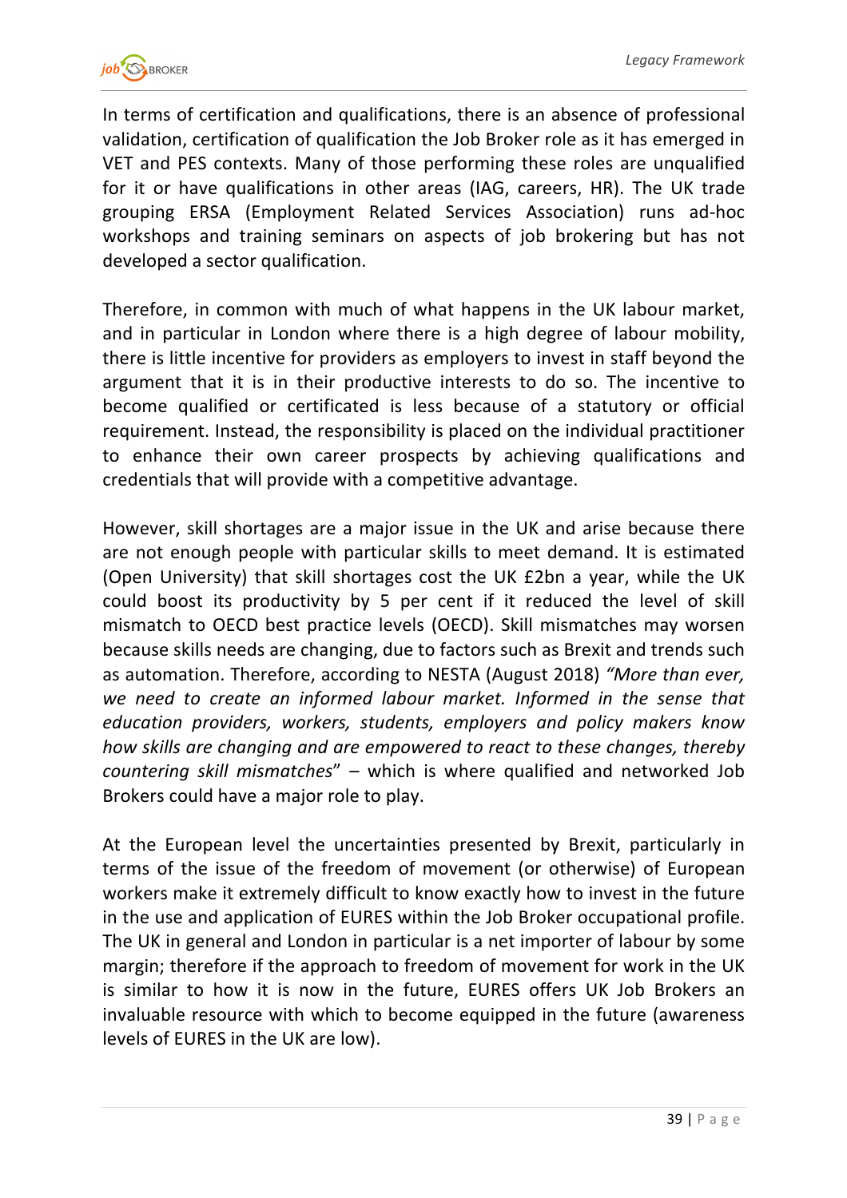In terms of certification and qualifications, there is an absence of professional validation, certification of qualification the Job Broker role as it has emerged in VET and PES contexts. Many of those performing these roles are unqualified for it or have qualifications in other areas (IAG, careers, HR). The UK trade grouping ERSA (Employment Related Services Association) runs ad-hoc workshops and training seminars on aspects of job brokering but has not developed a sector qualification.

Therefore, in common with much of what happens in the UK labour market, and in particular in London where there is a high degree of labour mobility, there is little incentive for providers as employers to invest in staff beyond the argument that it is in their productive interests to do so. The incentive to become qualified or certificated is less because of a statutory or official requirement. Instead, the responsibility is placed on the individual practitioner to enhance their own career prospects by achieving qualifications and credentials that will provide with a competitive advantage.

However, skill shortages are a major issue in the UK and arise because there are not enough people with particular skills to meet demand. It is estimated (Open University) that skill shortages cost the UK £2bn a year, while the UK could boost its productivity by 5 per cent if it reduced the level of skill mismatch to OECD best practice levels (OECD). Skill mismatches may worsen because skills needs are changing, due to factors such as Brexit and trends such as automation. Therefore, according to NESTA (August 2018) *"More than ever, we need to create an informed labour market. Informed in the sense that education providers, workers, students, employers and policy makers know how skills are changing and are empowered to react to these changes, thereby countering skill mismatches*" – which is where qualified and networked Job Brokers could have a major role to play.

At the European level the uncertainties presented by Brexit, particularly in terms of the issue of the freedom of movement (or otherwise) of European workers make it extremely difficult to know exactly how to invest in the future in the use and application of EURES within the Job Broker occupational profile. The UK in general and London in particular is a net importer of labour by some margin; therefore if the approach to freedom of movement for work in the UK is similar to how it is now in the future, EURES offers UK Job Brokers an invaluable resource with which to become equipped in the future (awareness levels of EURES in the UK are low).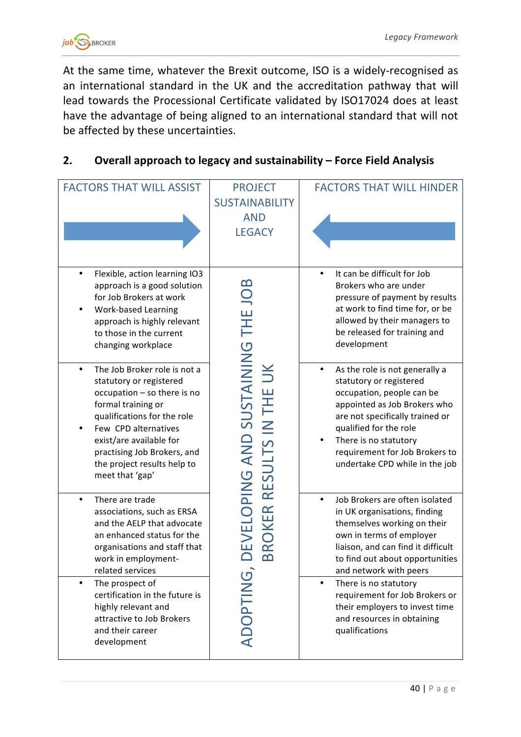At the same time, whatever the Brexit outcome, ISO is a widely-recognised as an international standard in the UK and the accreditation pathway that will lead towards the Processional Certificate validated by ISO17024 does at least have the advantage of being aligned to an international standard that will not be affected by these uncertainties.

## 2. Overall approach to legacy and sustainability – Force Field Analysis

| FACTORS THAT WILL ASSIST | PROJECT SUSTAINABILITY AND LEGACY | FACTORS THAT WILL HINDER |
|---|---|---|
| • Flexible, action learning IO3 approach is a good solution for Job Brokers at work<br>• Work-based Learning approach is highly relevant to those in the current changing workplace | ADOPTING, DEVELOPING AND SUSTAINING THE JOB BROKER RESULTS IN THE UK | • It can be difficult for Job Brokers who are under pressure of payment by results at work to find time for, or be allowed by their managers to be released for training and development |
| • The Job Broker role is not a statutory or registered occupation – so there is no formal training or qualifications for the role<br>• Few CPD alternatives exist/are available for practising Job Brokers, and the project results help to meet that 'gap' | | • As the role is not generally a statutory or registered occupation, people can be appointed as Job Brokers who are not specifically trained or qualified for the role<br>• There is no statutory requirement for Job Brokers to undertake CPD while in the job |
| • There are trade associations, such as ERSA and the AELP that advocate an enhanced status for the organisations and staff that work in employment-related services | | • Job Brokers are often isolated in UK organisations, finding themselves working on their own in terms of employer liaison, and can find it difficult to find out about opportunities and network with peers |
| • The prospect of certification in the future is highly relevant and attractive to Job Brokers and their career development | | • There is no statutory requirement for Job Brokers or their employers to invest time and resources in obtaining qualifications |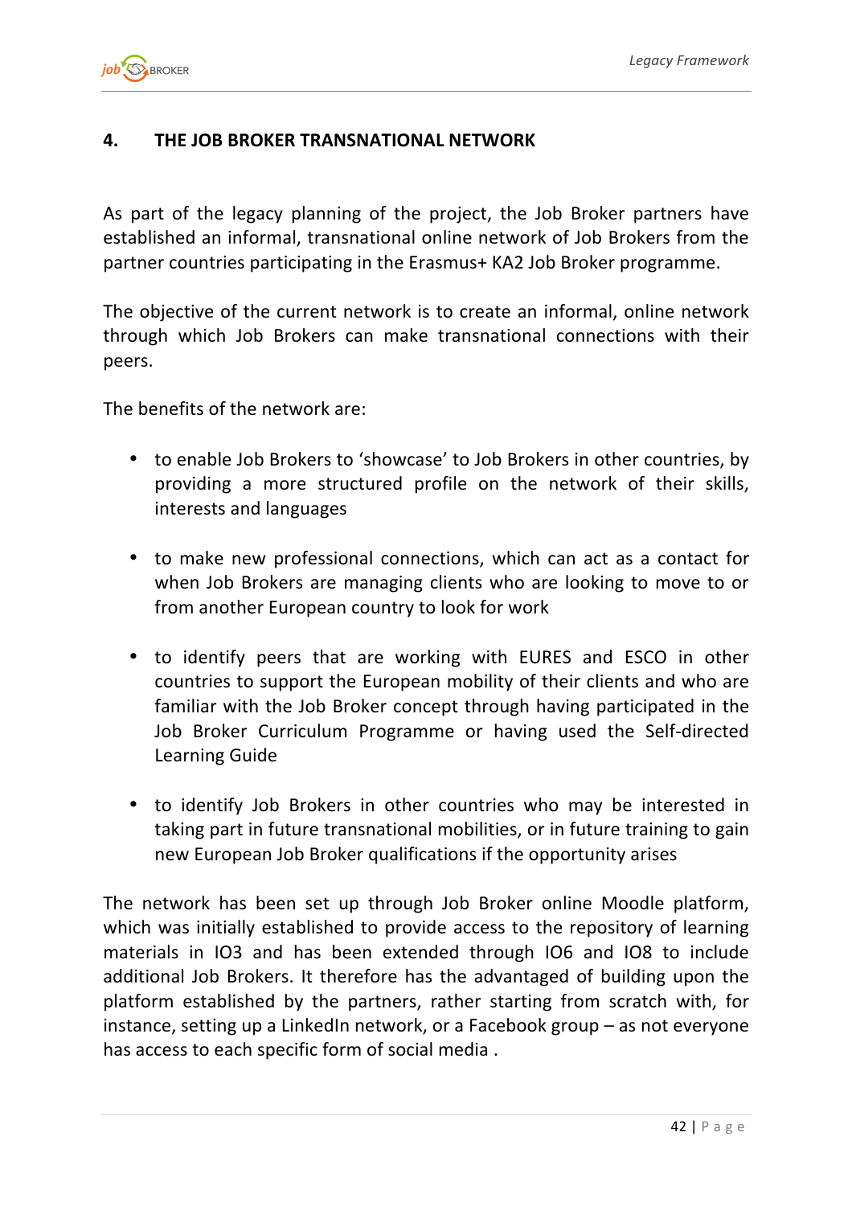## 4. THE JOB BROKER TRANSNATIONAL NETWORK

As part of the legacy planning of the project, the Job Broker partners have established an informal, transnational online network of Job Brokers from the partner countries participating in the Erasmus+ KA2 Job Broker programme.

The objective of the current network is to create an informal, online network through which Job Brokers can make transnational connections with their peers.

The benefits of the network are:

- to enable Job Brokers to 'showcase' to Job Brokers in other countries, by providing a more structured profile on the network of their skills, interests and languages
- to make new professional connections, which can act as a contact for when Job Brokers are managing clients who are looking to move to or from another European country to look for work
- to identify peers that are working with EURES and ESCO in other countries to support the European mobility of their clients and who are familiar with the Job Broker concept through having participated in the Job Broker Curriculum Programme or having used the Self-directed Learning Guide
- to identify Job Brokers in other countries who may be interested in taking part in future transnational mobilities, or in future training to gain new European Job Broker qualifications if the opportunity arises

The network has been set up through Job Broker online Moodle platform, which was initially established to provide access to the repository of learning materials in IO3 and has been extended through IO6 and IO8 to include additional Job Brokers. It therefore has the advantaged of building upon the platform established by the partners, rather starting from scratch with, for instance, setting up a LinkedIn network, or a Facebook group – as not everyone has access to each specific form of social media .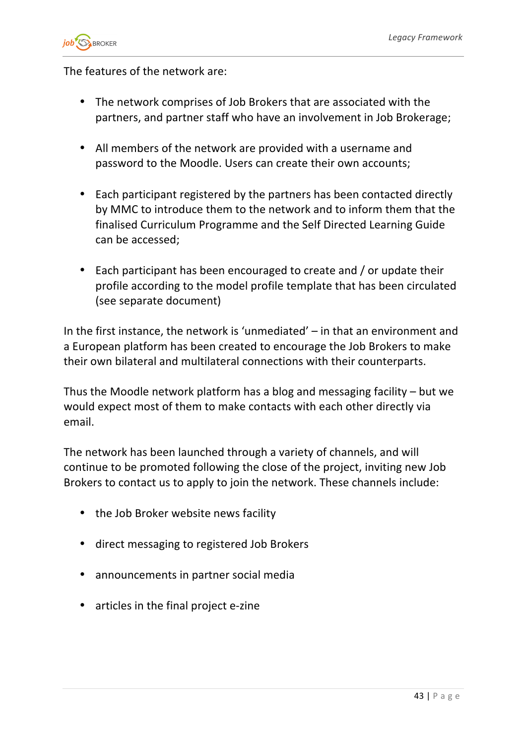The features of the network are:

- The network comprises of Job Brokers that are associated with the partners, and partner staff who have an involvement in Job Brokerage;

- All members of the network are provided with a username and password to the Moodle. Users can create their own accounts;

- Each participant registered by the partners has been contacted directly by MMC to introduce them to the network and to inform them that the finalised Curriculum Programme and the Self Directed Learning Guide can be accessed;

- Each participant has been encouraged to create and / or update their profile according to the model profile template that has been circulated (see separate document)

In the first instance, the network is 'unmediated' – in that an environment and a European platform has been created to encourage the Job Brokers to make their own bilateral and multilateral connections with their counterparts.

Thus the Moodle network platform has a blog and messaging facility – but we would expect most of them to make contacts with each other directly via email.

The network has been launched through a variety of channels, and will continue to be promoted following the close of the project, inviting new Job Brokers to contact us to apply to join the network. These channels include:

- the Job Broker website news facility

- direct messaging to registered Job Brokers

- announcements in partner social media

- articles in the final project e-zine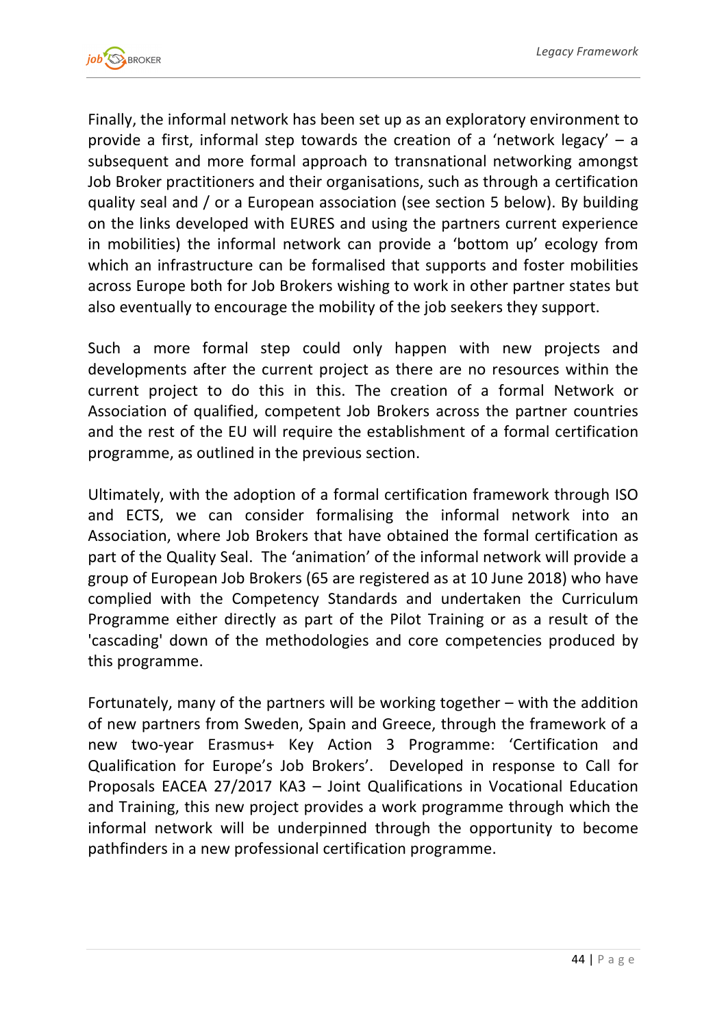Finally, the informal network has been set up as an exploratory environment to provide a first, informal step towards the creation of a 'network legacy' – a subsequent and more formal approach to transnational networking amongst Job Broker practitioners and their organisations, such as through a certification quality seal and / or a European association (see section 5 below). By building on the links developed with EURES and using the partners current experience in mobilities) the informal network can provide a 'bottom up' ecology from which an infrastructure can be formalised that supports and foster mobilities across Europe both for Job Brokers wishing to work in other partner states but also eventually to encourage the mobility of the job seekers they support.

Such a more formal step could only happen with new projects and developments after the current project as there are no resources within the current project to do this in this. The creation of a formal Network or Association of qualified, competent Job Brokers across the partner countries and the rest of the EU will require the establishment of a formal certification programme, as outlined in the previous section.

Ultimately, with the adoption of a formal certification framework through ISO and ECTS, we can consider formalising the informal network into an Association, where Job Brokers that have obtained the formal certification as part of the Quality Seal. The 'animation' of the informal network will provide a group of European Job Brokers (65 are registered as at 10 June 2018) who have complied with the Competency Standards and undertaken the Curriculum Programme either directly as part of the Pilot Training or as a result of the 'cascading' down of the methodologies and core competencies produced by this programme.

Fortunately, many of the partners will be working together – with the addition of new partners from Sweden, Spain and Greece, through the framework of a new two-year Erasmus+ Key Action 3 Programme: 'Certification and Qualification for Europe's Job Brokers'. Developed in response to Call for Proposals EACEA 27/2017 KA3 – Joint Qualifications in Vocational Education and Training, this new project provides a work programme through which the informal network will be underpinned through the opportunity to become pathfinders in a new professional certification programme.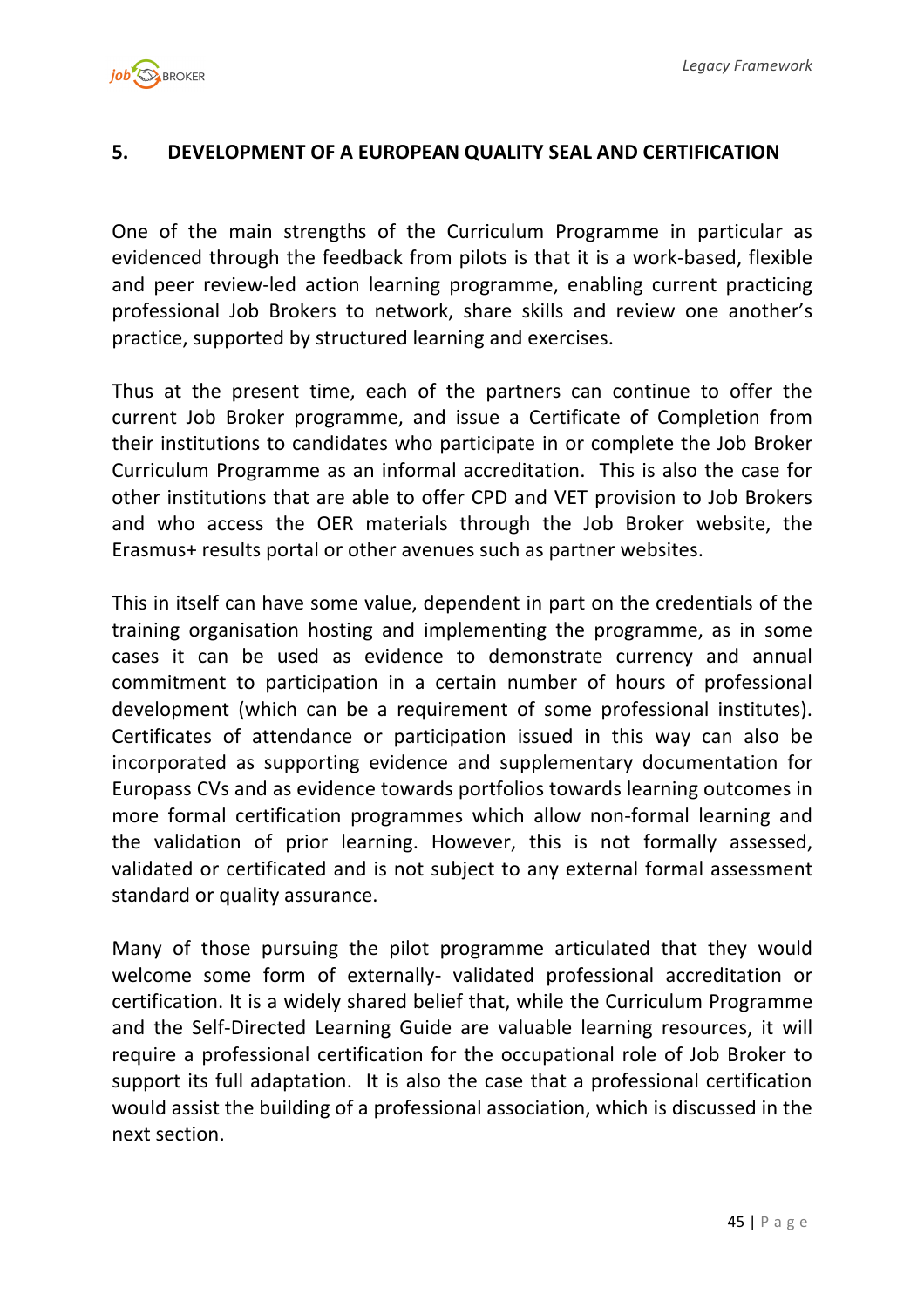## 5. DEVELOPMENT OF A EUROPEAN QUALITY SEAL AND CERTIFICATION

One of the main strengths of the Curriculum Programme in particular as evidenced through the feedback from pilots is that it is a work-based, flexible and peer review-led action learning programme, enabling current practicing professional Job Brokers to network, share skills and review one another's practice, supported by structured learning and exercises.

Thus at the present time, each of the partners can continue to offer the current Job Broker programme, and issue a Certificate of Completion from their institutions to candidates who participate in or complete the Job Broker Curriculum Programme as an informal accreditation. This is also the case for other institutions that are able to offer CPD and VET provision to Job Brokers and who access the OER materials through the Job Broker website, the Erasmus+ results portal or other avenues such as partner websites.

This in itself can have some value, dependent in part on the credentials of the training organisation hosting and implementing the programme, as in some cases it can be used as evidence to demonstrate currency and annual commitment to participation in a certain number of hours of professional development (which can be a requirement of some professional institutes). Certificates of attendance or participation issued in this way can also be incorporated as supporting evidence and supplementary documentation for Europass CVs and as evidence towards portfolios towards learning outcomes in more formal certification programmes which allow non-formal learning and the validation of prior learning. However, this is not formally assessed, validated or certificated and is not subject to any external formal assessment standard or quality assurance.

Many of those pursuing the pilot programme articulated that they would welcome some form of externally- validated professional accreditation or certification. It is a widely shared belief that, while the Curriculum Programme and the Self-Directed Learning Guide are valuable learning resources, it will require a professional certification for the occupational role of Job Broker to support its full adaptation. It is also the case that a professional certification would assist the building of a professional association, which is discussed in the next section.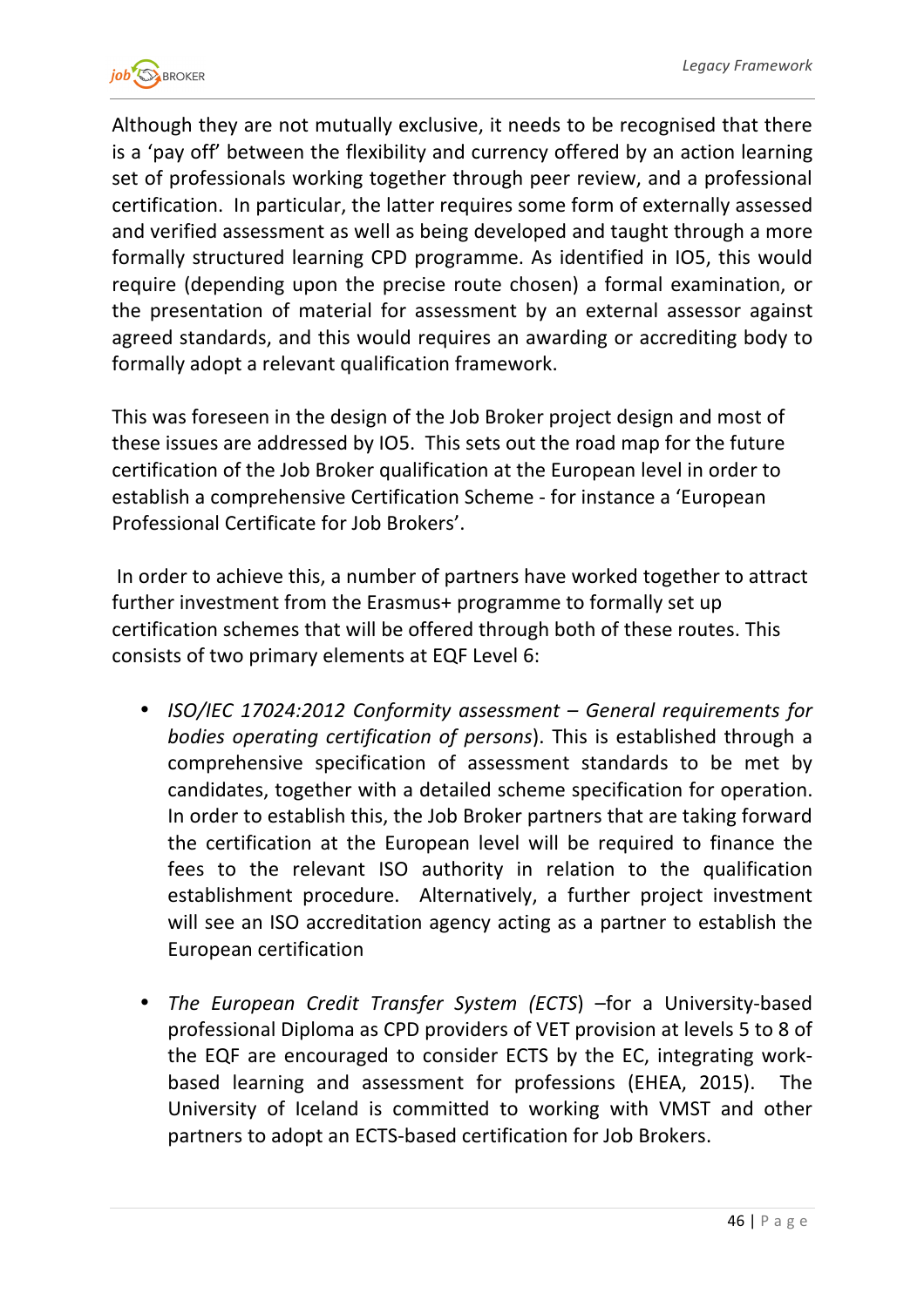Although they are not mutually exclusive, it needs to be recognised that there is a 'pay off' between the flexibility and currency offered by an action learning set of professionals working together through peer review, and a professional certification. In particular, the latter requires some form of externally assessed and verified assessment as well as being developed and taught through a more formally structured learning CPD programme. As identified in IO5, this would require (depending upon the precise route chosen) a formal examination, or the presentation of material for assessment by an external assessor against agreed standards, and this would requires an awarding or accrediting body to formally adopt a relevant qualification framework.

This was foreseen in the design of the Job Broker project design and most of these issues are addressed by IO5. This sets out the road map for the future certification of the Job Broker qualification at the European level in order to establish a comprehensive Certification Scheme - for instance a 'European Professional Certificate for Job Brokers'.

In order to achieve this, a number of partners have worked together to attract further investment from the Erasmus+ programme to formally set up certification schemes that will be offered through both of these routes. This consists of two primary elements at EQF Level 6:

- *ISO/IEC 17024:2012 Conformity assessment – General requirements for bodies operating certification of persons*). This is established through a comprehensive specification of assessment standards to be met by candidates, together with a detailed scheme specification for operation. In order to establish this, the Job Broker partners that are taking forward the certification at the European level will be required to finance the fees to the relevant ISO authority in relation to the qualification establishment procedure. Alternatively, a further project investment will see an ISO accreditation agency acting as a partner to establish the European certification

- *The European Credit Transfer System (ECTS*) –for a University-based professional Diploma as CPD providers of VET provision at levels 5 to 8 of the EQF are encouraged to consider ECTS by the EC, integrating work-based learning and assessment for professions (EHEA, 2015). The University of Iceland is committed to working with VMST and other partners to adopt an ECTS-based certification for Job Brokers.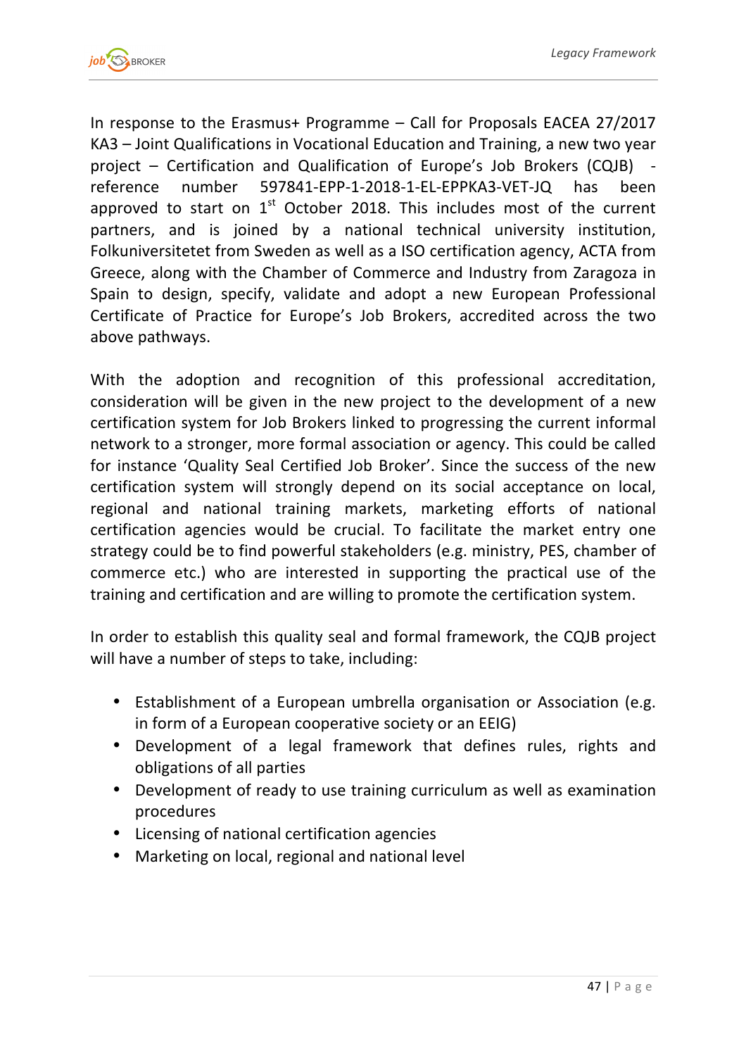In response to the Erasmus+ Programme – Call for Proposals EACEA 27/2017 KA3 – Joint Qualifications in Vocational Education and Training, a new two year project – Certification and Qualification of Europe's Job Brokers (CQJB) - reference number 597841-EPP-1-2018-1-EL-EPPKA3-VET-JQ has been approved to start on 1st October 2018. This includes most of the current partners, and is joined by a national technical university institution, Folkuniversitetet from Sweden as well as a ISO certification agency, ACTA from Greece, along with the Chamber of Commerce and Industry from Zaragoza in Spain to design, specify, validate and adopt a new European Professional Certificate of Practice for Europe's Job Brokers, accredited across the two above pathways.

With the adoption and recognition of this professional accreditation, consideration will be given in the new project to the development of a new certification system for Job Brokers linked to progressing the current informal network to a stronger, more formal association or agency. This could be called for instance 'Quality Seal Certified Job Broker'. Since the success of the new certification system will strongly depend on its social acceptance on local, regional and national training markets, marketing efforts of national certification agencies would be crucial. To facilitate the market entry one strategy could be to find powerful stakeholders (e.g. ministry, PES, chamber of commerce etc.) who are interested in supporting the practical use of the training and certification and are willing to promote the certification system.

In order to establish this quality seal and formal framework, the CQJB project will have a number of steps to take, including:

- Establishment of a European umbrella organisation or Association (e.g. in form of a European cooperative society or an EEIG)
- Development of a legal framework that defines rules, rights and obligations of all parties
- Development of ready to use training curriculum as well as examination procedures
- Licensing of national certification agencies
- Marketing on local, regional and national level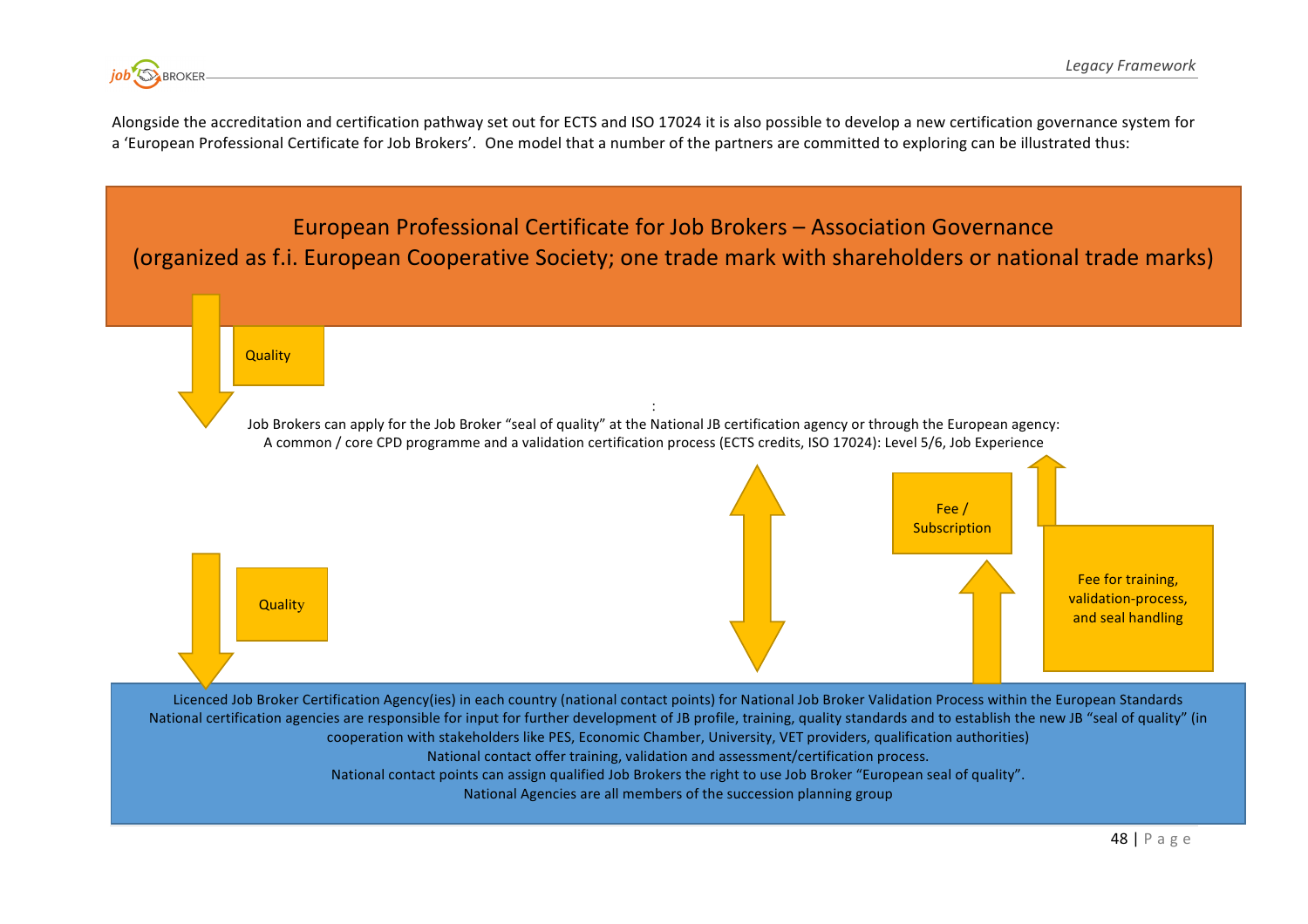Alongside the accreditation and certification pathway set out for ECTS and ISO 17024 it is also possible to develop a new certification governance system for a 'European Professional Certificate for Job Brokers'. One model that a number of the partners are committed to exploring can be illustrated thus:

**European Professional Certificate for Job Brokers – Association Governance**
**(organized as f.i. European Cooperative Society; one trade mark with shareholders or national trade marks)**

Quality

:

Job Brokers can apply for the Job Broker "seal of quality" at the National JB certification agency or through the European agency:
A common / core CPD programme and a validation certification process (ECTS credits, ISO 17024): Level 5/6, Job Experience

Fee / Subscription

Fee for training, validation-process, and seal handling

Quality

Licenced Job Broker Certification Agency(ies) in each country (national contact points) for National Job Broker Validation Process within the European Standards
National certification agencies are responsible for input for further development of JB profile, training, quality standards and to establish the new JB "seal of quality" (in cooperation with stakeholders like PES, Economic Chamber, University, VET providers, qualification authorities)
National contact offer training, validation and assessment/certification process.
National contact points can assign qualified Job Brokers the right to use Job Broker "European seal of quality".
National Agencies are all members of the succession planning group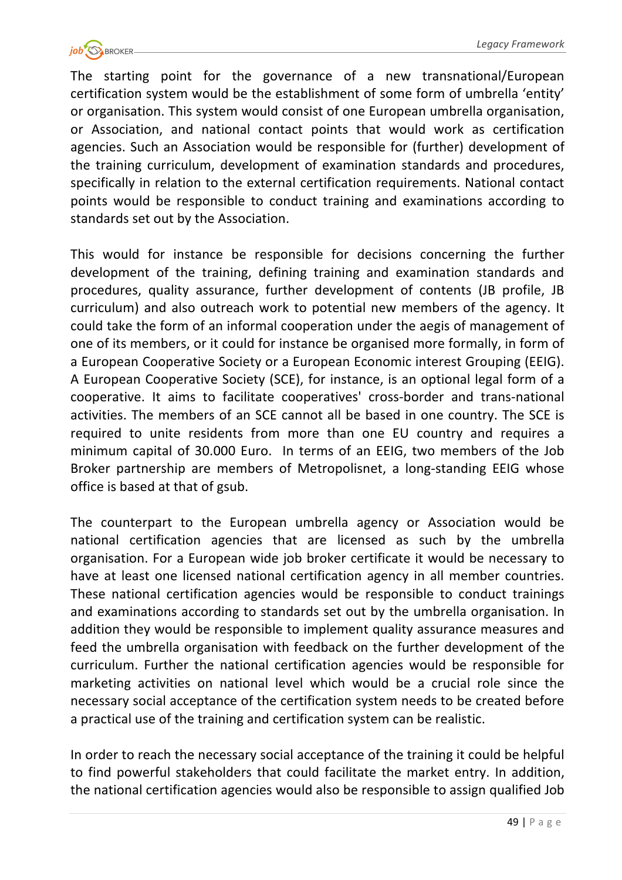The starting point for the governance of a new transnational/European certification system would be the establishment of some form of umbrella 'entity' or organisation. This system would consist of one European umbrella organisation, or Association, and national contact points that would work as certification agencies. Such an Association would be responsible for (further) development of the training curriculum, development of examination standards and procedures, specifically in relation to the external certification requirements. National contact points would be responsible to conduct training and examinations according to standards set out by the Association.

This would for instance be responsible for decisions concerning the further development of the training, defining training and examination standards and procedures, quality assurance, further development of contents (JB profile, JB curriculum) and also outreach work to potential new members of the agency. It could take the form of an informal cooperation under the aegis of management of one of its members, or it could for instance be organised more formally, in form of a European Cooperative Society or a European Economic interest Grouping (EEIG). A European Cooperative Society (SCE), for instance, is an optional legal form of a cooperative. It aims to facilitate cooperatives' cross-border and trans-national activities. The members of an SCE cannot all be based in one country. The SCE is required to unite residents from more than one EU country and requires a minimum capital of 30.000 Euro. In terms of an EEIG, two members of the Job Broker partnership are members of Metropolisnet, a long-standing EEIG whose office is based at that of gsub.

The counterpart to the European umbrella agency or Association would be national certification agencies that are licensed as such by the umbrella organisation. For a European wide job broker certificate it would be necessary to have at least one licensed national certification agency in all member countries. These national certification agencies would be responsible to conduct trainings and examinations according to standards set out by the umbrella organisation. In addition they would be responsible to implement quality assurance measures and feed the umbrella organisation with feedback on the further development of the curriculum. Further the national certification agencies would be responsible for marketing activities on national level which would be a crucial role since the necessary social acceptance of the certification system needs to be created before a practical use of the training and certification system can be realistic.

In order to reach the necessary social acceptance of the training it could be helpful to find powerful stakeholders that could facilitate the market entry. In addition, the national certification agencies would also be responsible to assign qualified Job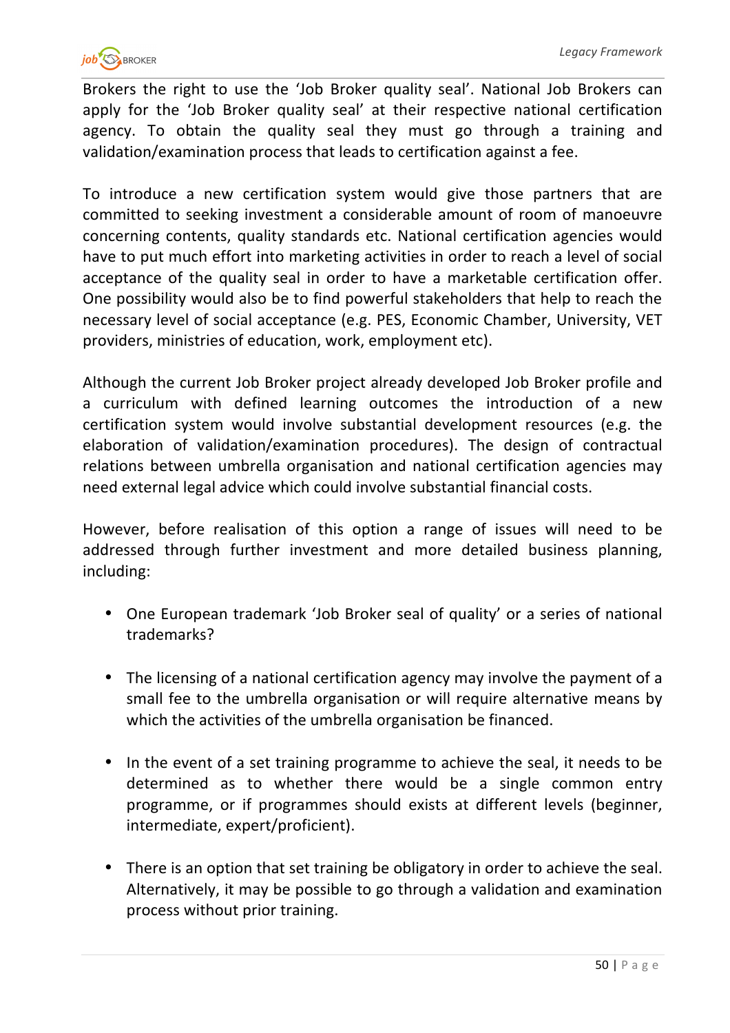Brokers the right to use the 'Job Broker quality seal'. National Job Brokers can apply for the 'Job Broker quality seal' at their respective national certification agency. To obtain the quality seal they must go through a training and validation/examination process that leads to certification against a fee.

To introduce a new certification system would give those partners that are committed to seeking investment a considerable amount of room of manoeuvre concerning contents, quality standards etc. National certification agencies would have to put much effort into marketing activities in order to reach a level of social acceptance of the quality seal in order to have a marketable certification offer. One possibility would also be to find powerful stakeholders that help to reach the necessary level of social acceptance (e.g. PES, Economic Chamber, University, VET providers, ministries of education, work, employment etc).

Although the current Job Broker project already developed Job Broker profile and a curriculum with defined learning outcomes the introduction of a new certification system would involve substantial development resources (e.g. the elaboration of validation/examination procedures). The design of contractual relations between umbrella organisation and national certification agencies may need external legal advice which could involve substantial financial costs.

However, before realisation of this option a range of issues will need to be addressed through further investment and more detailed business planning, including:

- One European trademark 'Job Broker seal of quality' or a series of national trademarks?
- The licensing of a national certification agency may involve the payment of a small fee to the umbrella organisation or will require alternative means by which the activities of the umbrella organisation be financed.
- In the event of a set training programme to achieve the seal, it needs to be determined as to whether there would be a single common entry programme, or if programmes should exists at different levels (beginner, intermediate, expert/proficient).
- There is an option that set training be obligatory in order to achieve the seal. Alternatively, it may be possible to go through a validation and examination process without prior training.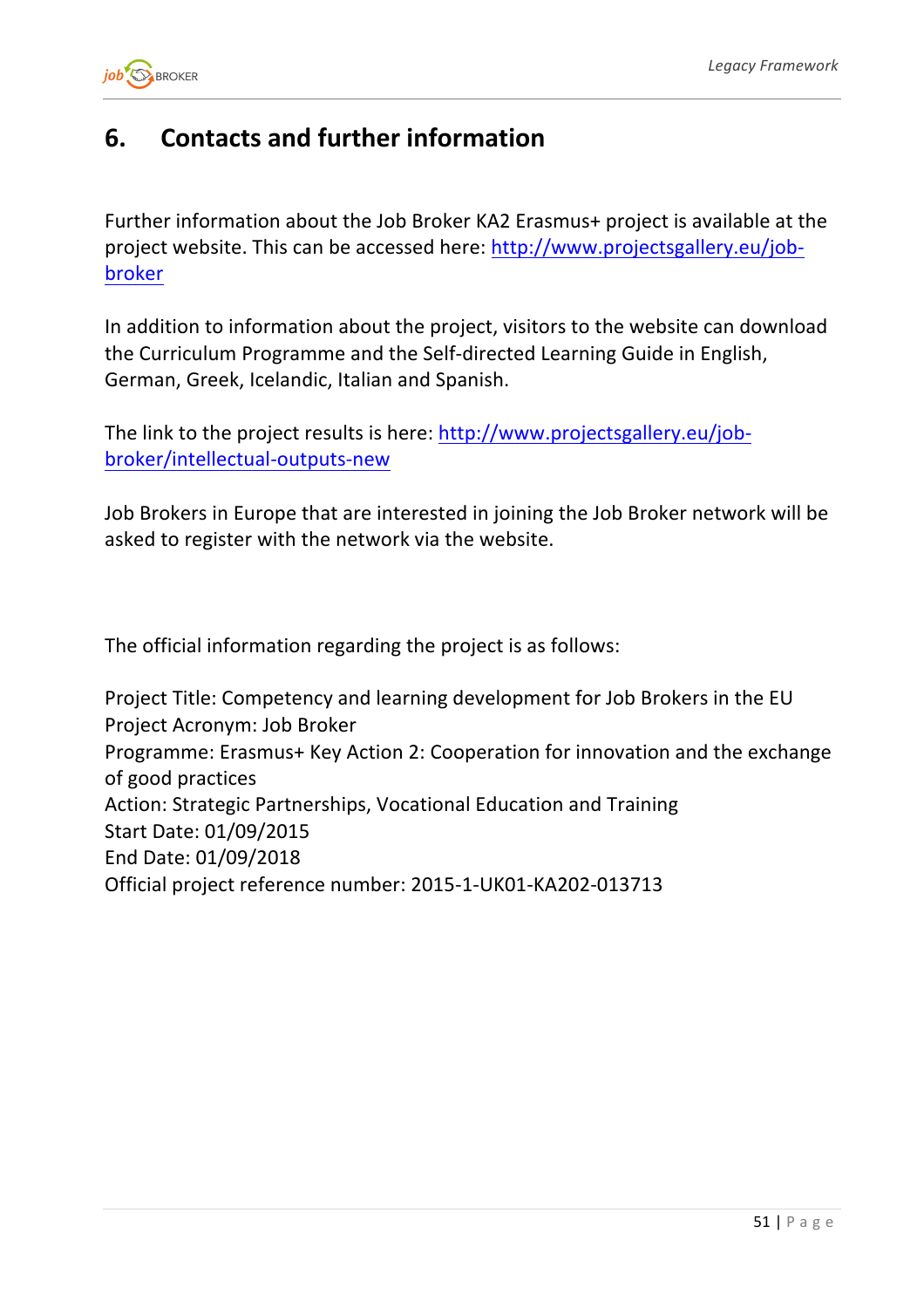## 6. Contacts and further information

Further information about the Job Broker KA2 Erasmus+ project is available at the project website. This can be accessed here: http://www.projectsgallery.eu/job-broker

In addition to information about the project, visitors to the website can download the Curriculum Programme and the Self-directed Learning Guide in English, German, Greek, Icelandic, Italian and Spanish.

The link to the project results is here: http://www.projectsgallery.eu/job-broker/intellectual-outputs-new

Job Brokers in Europe that are interested in joining the Job Broker network will be asked to register with the network via the website.

The official information regarding the project is as follows:

Project Title: Competency and learning development for Job Brokers in the EU
Project Acronym: Job Broker
Programme: Erasmus+ Key Action 2: Cooperation for innovation and the exchange of good practices
Action: Strategic Partnerships, Vocational Education and Training
Start Date: 01/09/2015
End Date: 01/09/2018
Official project reference number: 2015-1-UK01-KA202-013713